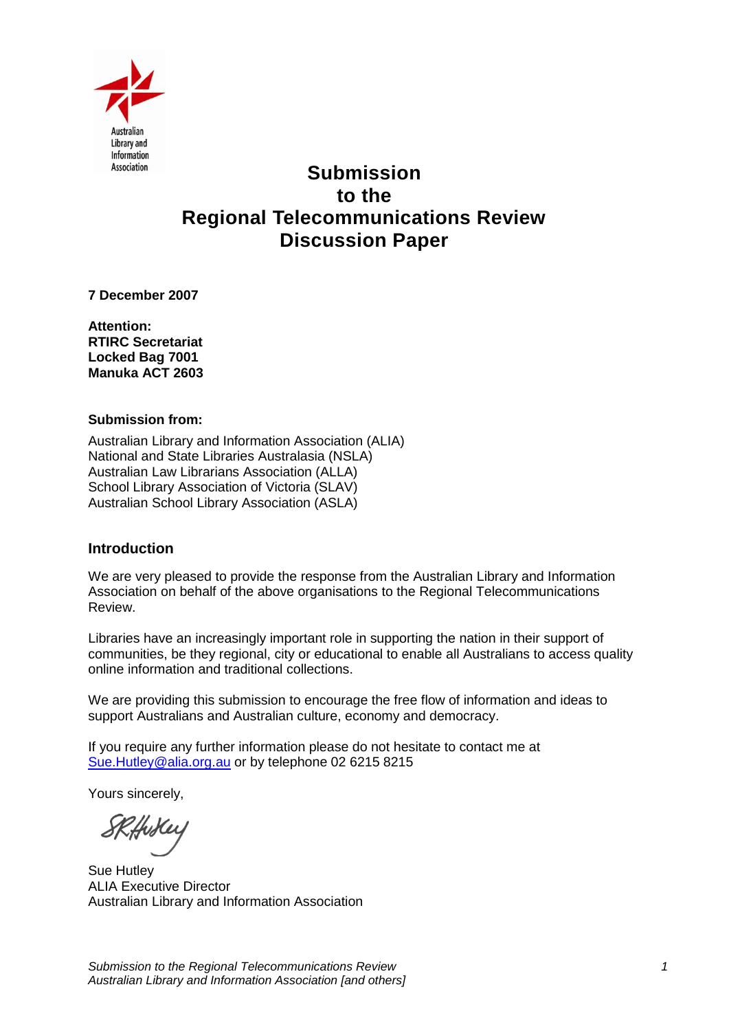# Submission to the Regional Telecommunications Review Discussion Paper

**7 December 2007**

**Attention:**
**RTIRC Secretariat**
**Locked Bag 7001**
**Manuka ACT 2603**

**Submission from:**

Australian Library and Information Association (ALIA)
National and State Libraries Australasia (NSLA)
Australian Law Librarians Association (ALLA)
School Library Association of Victoria (SLAV)
Australian School Library Association (ASLA)

## Introduction

We are very pleased to provide the response from the Australian Library and Information Association on behalf of the above organisations to the Regional Telecommunications Review.

Libraries have an increasingly important role in supporting the nation in their support of communities, be they regional, city or educational to enable all Australians to access quality online information and traditional collections.

We are providing this submission to encourage the free flow of information and ideas to support Australians and Australian culture, economy and democracy.

If you require any further information please do not hesitate to contact me at Sue.Hutley@alia.org.au or by telephone 02 6215 8215

Yours sincerely,

Sue Hutley
ALIA Executive Director
Australian Library and Information Association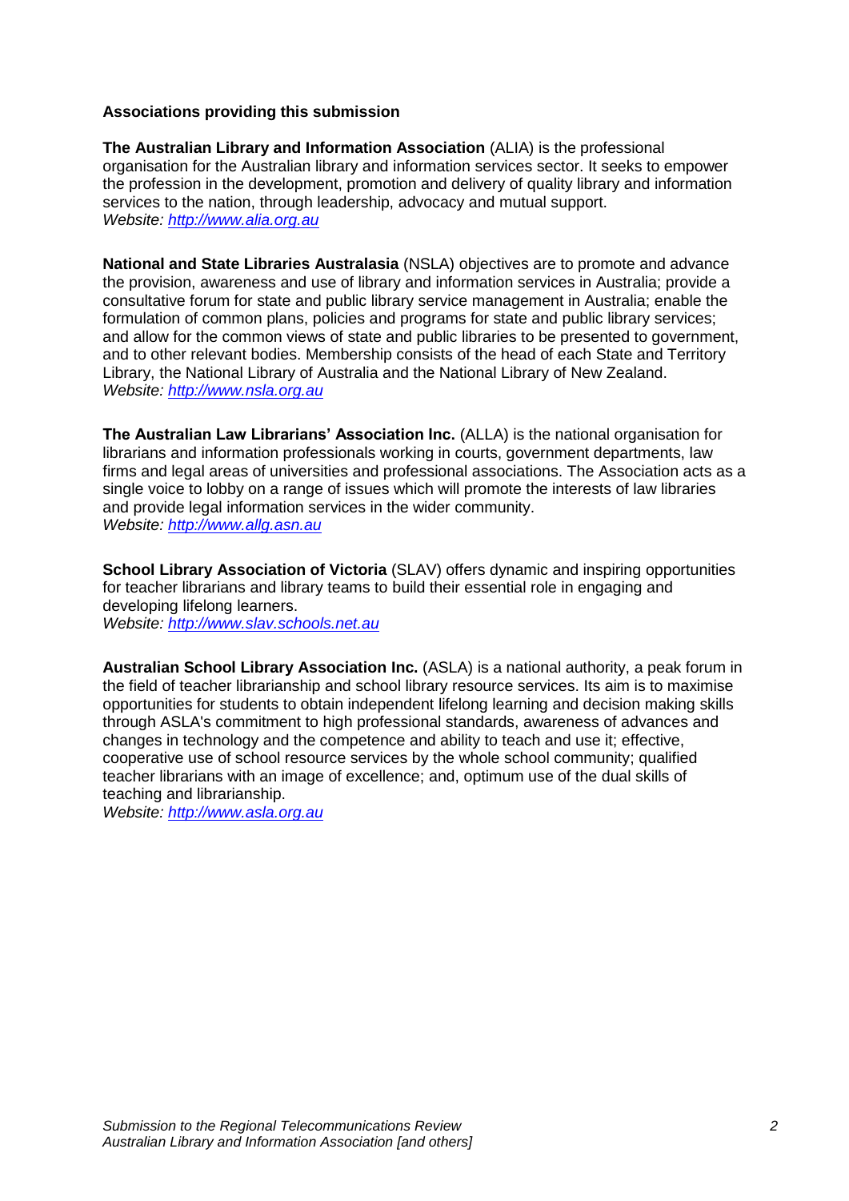**Associations providing this submission**

**The Australian Library and Information Association** (ALIA) is the professional organisation for the Australian library and information services sector. It seeks to empower the profession in the development, promotion and delivery of quality library and information services to the nation, through leadership, advocacy and mutual support.
*Website: [http://www.alia.org.au](http://www.alia.org.au)*

**National and State Libraries Australasia** (NSLA) objectives are to promote and advance the provision, awareness and use of library and information services in Australia; provide a consultative forum for state and public library service management in Australia; enable the formulation of common plans, policies and programs for state and public library services; and allow for the common views of state and public libraries to be presented to government, and to other relevant bodies. Membership consists of the head of each State and Territory Library, the National Library of Australia and the National Library of New Zealand.
*Website: [http://www.nsla.org.au](http://www.nsla.org.au)*

**The Australian Law Librarians' Association Inc.** (ALLA) is the national organisation for librarians and information professionals working in courts, government departments, law firms and legal areas of universities and professional associations. The Association acts as a single voice to lobby on a range of issues which will promote the interests of law libraries and provide legal information services in the wider community.
*Website: [http://www.allg.asn.au](http://www.allg.asn.au)*

**School Library Association of Victoria** (SLAV) offers dynamic and inspiring opportunities for teacher librarians and library teams to build their essential role in engaging and developing lifelong learners.
*Website: [http://www.slav.schools.net.au](http://www.slav.schools.net.au)*

**Australian School Library Association Inc.** (ASLA) is a national authority, a peak forum in the field of teacher librarianship and school library resource services. Its aim is to maximise opportunities for students to obtain independent lifelong learning and decision making skills through ASLA's commitment to high professional standards, awareness of advances and changes in technology and the competence and ability to teach and use it; effective, cooperative use of school resource services by the whole school community; qualified teacher librarians with an image of excellence; and, optimum use of the dual skills of teaching and librarianship.
*Website: [http://www.asla.org.au](http://www.asla.org.au)*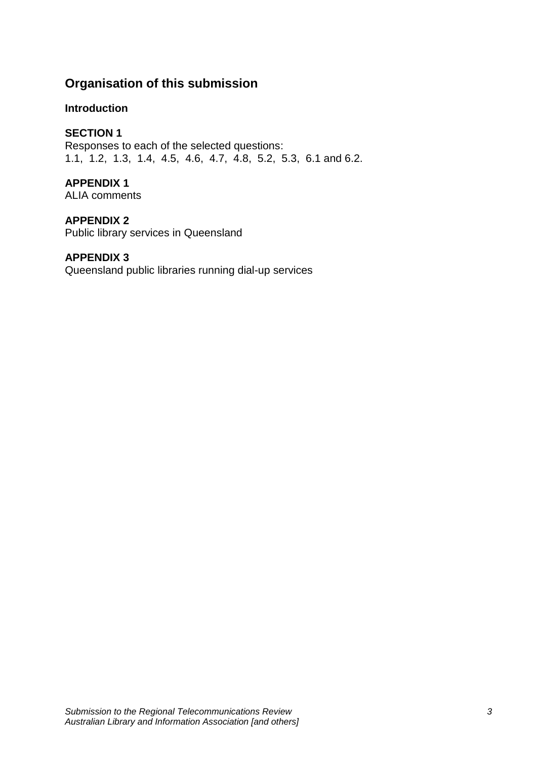## Organisation of this submission

**Introduction**

**SECTION 1**
Responses to each of the selected questions:
1.1, 1.2, 1.3, 1.4, 4.5, 4.6, 4.7, 4.8, 5.2, 5.3, 6.1 and 6.2.

**APPENDIX 1**
ALIA comments

**APPENDIX 2**
Public library services in Queensland

**APPENDIX 3**
Queensland public libraries running dial-up services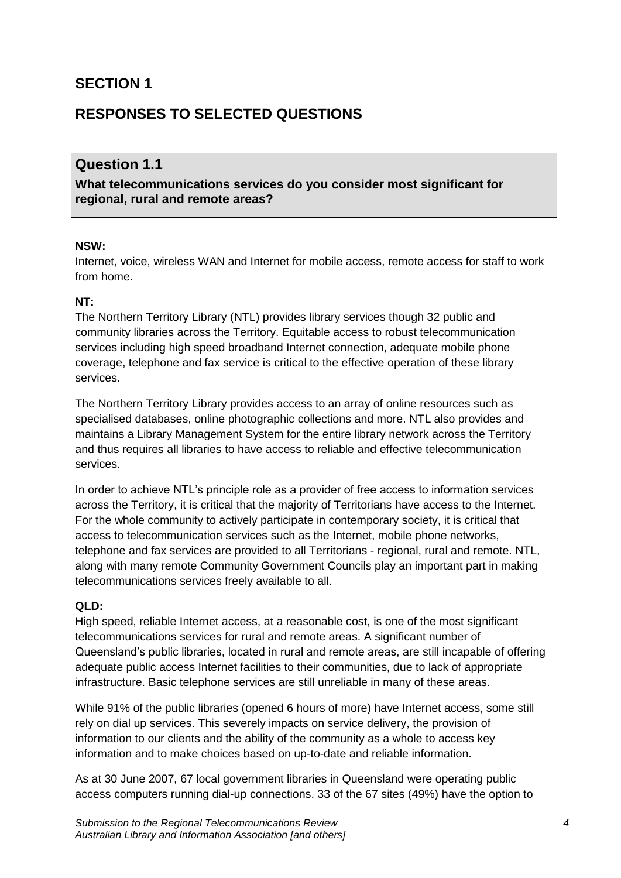# SECTION 1

# RESPONSES TO SELECTED QUESTIONS

## Question 1.1

**What telecommunications services do you consider most significant for regional, rural and remote areas?**

**NSW:**

Internet, voice, wireless WAN and Internet for mobile access, remote access for staff to work from home.

**NT:**

The Northern Territory Library (NTL) provides library services though 32 public and community libraries across the Territory. Equitable access to robust telecommunication services including high speed broadband Internet connection, adequate mobile phone coverage, telephone and fax service is critical to the effective operation of these library services.

The Northern Territory Library provides access to an array of online resources such as specialised databases, online photographic collections and more. NTL also provides and maintains a Library Management System for the entire library network across the Territory and thus requires all libraries to have access to reliable and effective telecommunication services.

In order to achieve NTL's principle role as a provider of free access to information services across the Territory, it is critical that the majority of Territorians have access to the Internet. For the whole community to actively participate in contemporary society, it is critical that access to telecommunication services such as the Internet, mobile phone networks, telephone and fax services are provided to all Territorians - regional, rural and remote. NTL, along with many remote Community Government Councils play an important part in making telecommunications services freely available to all.

**QLD:**

High speed, reliable Internet access, at a reasonable cost, is one of the most significant telecommunications services for rural and remote areas. A significant number of Queensland's public libraries, located in rural and remote areas, are still incapable of offering adequate public access Internet facilities to their communities, due to lack of appropriate infrastructure. Basic telephone services are still unreliable in many of these areas.

While 91% of the public libraries (opened 6 hours of more) have Internet access, some still rely on dial up services. This severely impacts on service delivery, the provision of information to our clients and the ability of the community as a whole to access key information and to make choices based on up-to-date and reliable information.

As at 30 June 2007, 67 local government libraries in Queensland were operating public access computers running dial-up connections. 33 of the 67 sites (49%) have the option to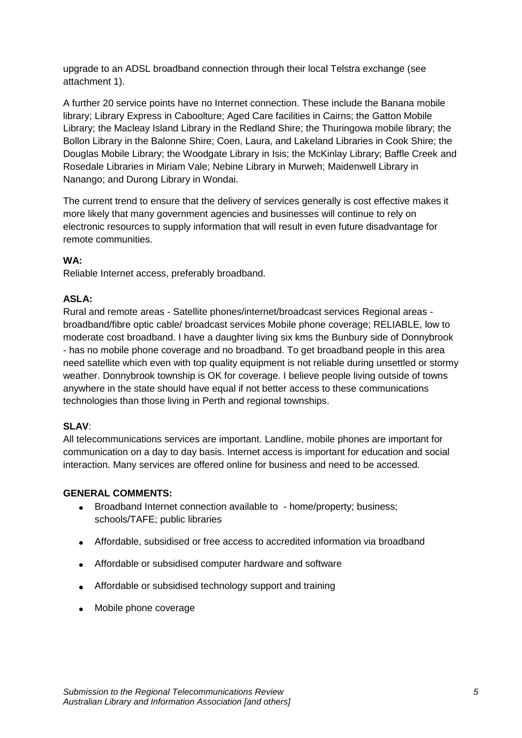upgrade to an ADSL broadband connection through their local Telstra exchange (see attachment 1).

A further 20 service points have no Internet connection. These include the Banana mobile library; Library Express in Caboolture; Aged Care facilities in Cairns; the Gatton Mobile Library; the Macleay Island Library in the Redland Shire; the Thuringowa mobile library; the Bollon Library in the Balonne Shire; Coen, Laura, and Lakeland Libraries in Cook Shire; the Douglas Mobile Library; the Woodgate Library in Isis; the McKinlay Library; Baffle Creek and Rosedale Libraries in Miriam Vale; Nebine Library in Murweh; Maidenwell Library in Nanango; and Durong Library in Wondai.

The current trend to ensure that the delivery of services generally is cost effective makes it more likely that many government agencies and businesses will continue to rely on electronic resources to supply information that will result in even future disadvantage for remote communities.

**WA:**
Reliable Internet access, preferably broadband.

**ASLA:**
Rural and remote areas - Satellite phones/internet/broadcast services Regional areas - broadband/fibre optic cable/ broadcast services Mobile phone coverage; RELIABLE, low to moderate cost broadband. I have a daughter living six kms the Bunbury side of Donnybrook - has no mobile phone coverage and no broadband. To get broadband people in this area need satellite which even with top quality equipment is not reliable during unsettled or stormy weather. Donnybrook township is OK for coverage. I believe people living outside of towns anywhere in the state should have equal if not better access to these communications technologies than those living in Perth and regional townships.

**SLAV**:
All telecommunications services are important. Landline, mobile phones are important for communication on a day to day basis. Internet access is important for education and social interaction. Many services are offered online for business and need to be accessed.

**GENERAL COMMENTS:**

- Broadband Internet connection available to - home/property; business; schools/TAFE; public libraries
- Affordable, subsidised or free access to accredited information via broadband
- Affordable or subsidised computer hardware and software
- Affordable or subsidised technology support and training
- Mobile phone coverage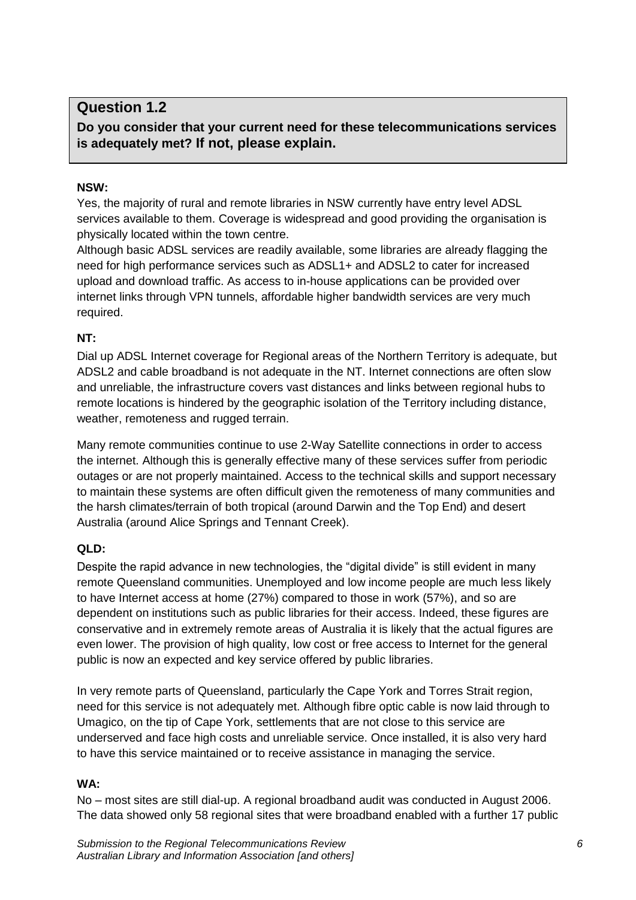## Question 1.2

**Do you consider that your current need for these telecommunications services is adequately met? If not, please explain.**

**NSW:**

Yes, the majority of rural and remote libraries in NSW currently have entry level ADSL services available to them. Coverage is widespread and good providing the organisation is physically located within the town centre.

Although basic ADSL services are readily available, some libraries are already flagging the need for high performance services such as ADSL1+ and ADSL2 to cater for increased upload and download traffic. As access to in-house applications can be provided over internet links through VPN tunnels, affordable higher bandwidth services are very much required.

**NT:**

Dial up ADSL Internet coverage for Regional areas of the Northern Territory is adequate, but ADSL2 and cable broadband is not adequate in the NT. Internet connections are often slow and unreliable, the infrastructure covers vast distances and links between regional hubs to remote locations is hindered by the geographic isolation of the Territory including distance, weather, remoteness and rugged terrain.

Many remote communities continue to use 2-Way Satellite connections in order to access the internet. Although this is generally effective many of these services suffer from periodic outages or are not properly maintained. Access to the technical skills and support necessary to maintain these systems are often difficult given the remoteness of many communities and the harsh climates/terrain of both tropical (around Darwin and the Top End) and desert Australia (around Alice Springs and Tennant Creek).

**QLD:**

Despite the rapid advance in new technologies, the “digital divide” is still evident in many remote Queensland communities. Unemployed and low income people are much less likely to have Internet access at home (27%) compared to those in work (57%), and so are dependent on institutions such as public libraries for their access. Indeed, these figures are conservative and in extremely remote areas of Australia it is likely that the actual figures are even lower. The provision of high quality, low cost or free access to Internet for the general public is now an expected and key service offered by public libraries.

In very remote parts of Queensland, particularly the Cape York and Torres Strait region, need for this service is not adequately met. Although fibre optic cable is now laid through to Umagico, on the tip of Cape York, settlements that are not close to this service are underserved and face high costs and unreliable service. Once installed, it is also very hard to have this service maintained or to receive assistance in managing the service.

**WA:**

No – most sites are still dial-up. A regional broadband audit was conducted in August 2006. The data showed only 58 regional sites that were broadband enabled with a further 17 public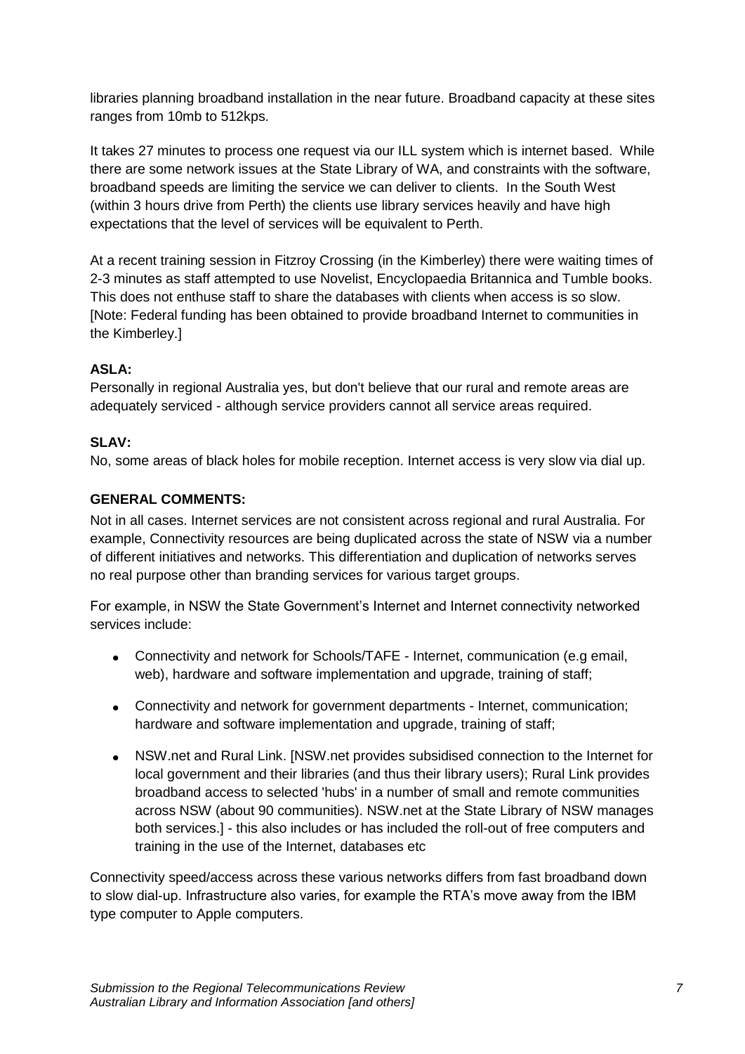libraries planning broadband installation in the near future. Broadband capacity at these sites ranges from 10mb to 512kps.

It takes 27 minutes to process one request via our ILL system which is internet based. While there are some network issues at the State Library of WA, and constraints with the software, broadband speeds are limiting the service we can deliver to clients. In the South West (within 3 hours drive from Perth) the clients use library services heavily and have high expectations that the level of services will be equivalent to Perth.

At a recent training session in Fitzroy Crossing (in the Kimberley) there were waiting times of 2-3 minutes as staff attempted to use Novelist, Encyclopaedia Britannica and Tumble books. This does not enthuse staff to share the databases with clients when access is so slow. [Note: Federal funding has been obtained to provide broadband Internet to communities in the Kimberley.]

**ASLA:**

Personally in regional Australia yes, but don't believe that our rural and remote areas are adequately serviced - although service providers cannot all service areas required.

**SLAV:**

No, some areas of black holes for mobile reception. Internet access is very slow via dial up.

**GENERAL COMMENTS:**

Not in all cases. Internet services are not consistent across regional and rural Australia. For example, Connectivity resources are being duplicated across the state of NSW via a number of different initiatives and networks. This differentiation and duplication of networks serves no real purpose other than branding services for various target groups.

For example, in NSW the State Government's Internet and Internet connectivity networked services include:

- Connectivity and network for Schools/TAFE - Internet, communication (e.g email, web), hardware and software implementation and upgrade, training of staff;
- Connectivity and network for government departments - Internet, communication; hardware and software implementation and upgrade, training of staff;
- NSW.net and Rural Link. [NSW.net provides subsidised connection to the Internet for local government and their libraries (and thus their library users); Rural Link provides broadband access to selected 'hubs' in a number of small and remote communities across NSW (about 90 communities). NSW.net at the State Library of NSW manages both services.] - this also includes or has included the roll-out of free computers and training in the use of the Internet, databases etc

Connectivity speed/access across these various networks differs from fast broadband down to slow dial-up. Infrastructure also varies, for example the RTA's move away from the IBM type computer to Apple computers.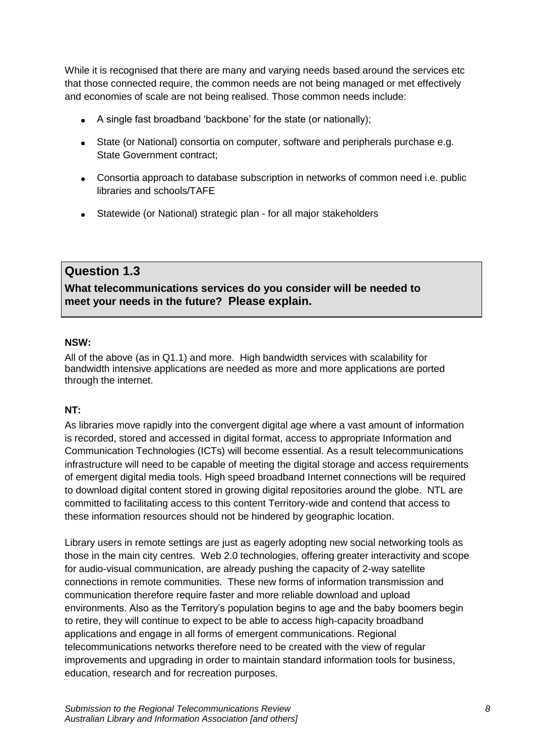While it is recognised that there are many and varying needs based around the services etc that those connected require, the common needs are not being managed or met effectively and economies of scale are not being realised. Those common needs include:

- A single fast broadband 'backbone' for the state (or nationally);
- State (or National) consortia on computer, software and peripherals purchase e.g. State Government contract;
- Consortia approach to database subscription in networks of common need i.e. public libraries and schools/TAFE
- Statewide (or National) strategic plan - for all major stakeholders

## Question 1.3

**What telecommunications services do you consider will be needed to meet your needs in the future? Please explain.**

**NSW:**

All of the above (as in Q1.1) and more. High bandwidth services with scalability for bandwidth intensive applications are needed as more and more applications are ported through the internet.

**NT:**

As libraries move rapidly into the convergent digital age where a vast amount of information is recorded, stored and accessed in digital format, access to appropriate Information and Communication Technologies (ICTs) will become essential. As a result telecommunications infrastructure will need to be capable of meeting the digital storage and access requirements of emergent digital media tools. High speed broadband Internet connections will be required to download digital content stored in growing digital repositories around the globe. NTL are committed to facilitating access to this content Territory-wide and contend that access to these information resources should not be hindered by geographic location.

Library users in remote settings are just as eagerly adopting new social networking tools as those in the main city centres. Web 2.0 technologies, offering greater interactivity and scope for audio-visual communication, are already pushing the capacity of 2-way satellite connections in remote communities. These new forms of information transmission and communication therefore require faster and more reliable download and upload environments. Also as the Territory's population begins to age and the baby boomers begin to retire, they will continue to expect to be able to access high-capacity broadband applications and engage in all forms of emergent communications. Regional telecommunications networks therefore need to be created with the view of regular improvements and upgrading in order to maintain standard information tools for business, education, research and for recreation purposes.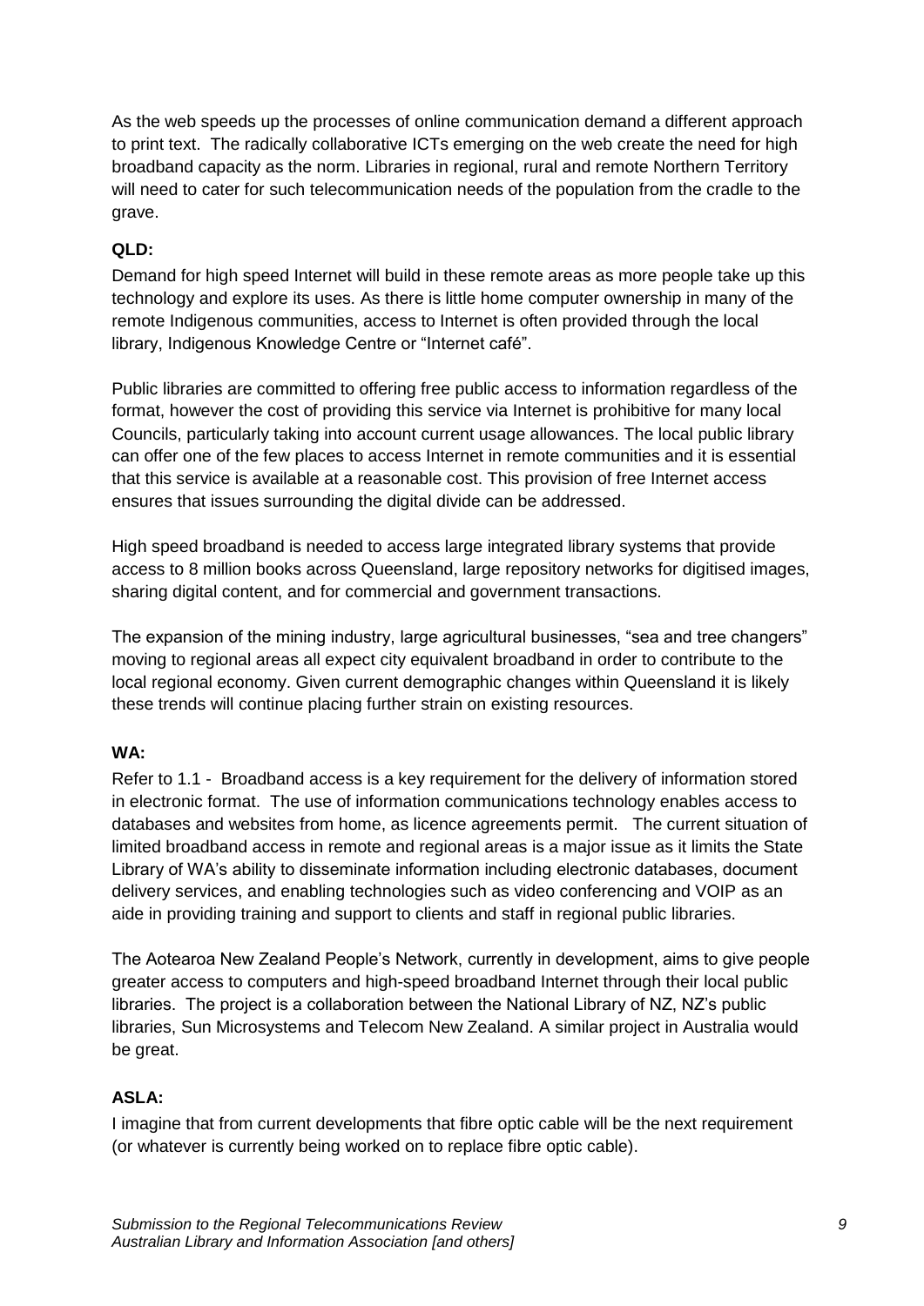As the web speeds up the processes of online communication demand a different approach to print text. The radically collaborative ICTs emerging on the web create the need for high broadband capacity as the norm. Libraries in regional, rural and remote Northern Territory will need to cater for such telecommunication needs of the population from the cradle to the grave.

**QLD:**

Demand for high speed Internet will build in these remote areas as more people take up this technology and explore its uses. As there is little home computer ownership in many of the remote Indigenous communities, access to Internet is often provided through the local library, Indigenous Knowledge Centre or "Internet café".

Public libraries are committed to offering free public access to information regardless of the format, however the cost of providing this service via Internet is prohibitive for many local Councils, particularly taking into account current usage allowances. The local public library can offer one of the few places to access Internet in remote communities and it is essential that this service is available at a reasonable cost. This provision of free Internet access ensures that issues surrounding the digital divide can be addressed.

High speed broadband is needed to access large integrated library systems that provide access to 8 million books across Queensland, large repository networks for digitised images, sharing digital content, and for commercial and government transactions.

The expansion of the mining industry, large agricultural businesses, "sea and tree changers" moving to regional areas all expect city equivalent broadband in order to contribute to the local regional economy. Given current demographic changes within Queensland it is likely these trends will continue placing further strain on existing resources.

**WA:**

Refer to 1.1 - Broadband access is a key requirement for the delivery of information stored in electronic format. The use of information communications technology enables access to databases and websites from home, as licence agreements permit. The current situation of limited broadband access in remote and regional areas is a major issue as it limits the State Library of WA's ability to disseminate information including electronic databases, document delivery services, and enabling technologies such as video conferencing and VOIP as an aide in providing training and support to clients and staff in regional public libraries.

The Aotearoa New Zealand People's Network, currently in development, aims to give people greater access to computers and high-speed broadband Internet through their local public libraries. The project is a collaboration between the National Library of NZ, NZ's public libraries, Sun Microsystems and Telecom New Zealand. A similar project in Australia would be great.

**ASLA:**

I imagine that from current developments that fibre optic cable will be the next requirement (or whatever is currently being worked on to replace fibre optic cable).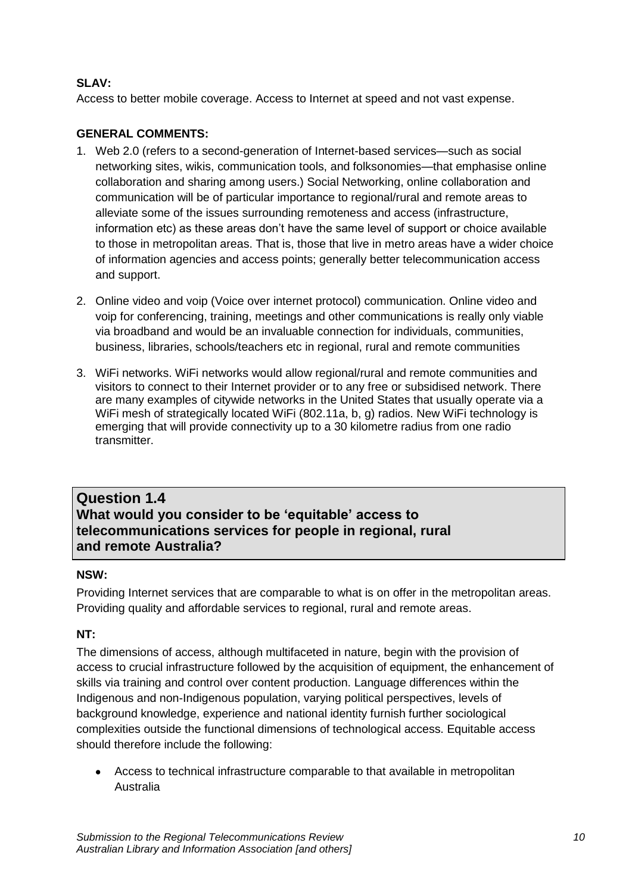**SLAV:**

Access to better mobile coverage. Access to Internet at speed and not vast expense.

**GENERAL COMMENTS:**

1. Web 2.0 (refers to a second-generation of Internet-based services—such as social networking sites, wikis, communication tools, and folksonomies—that emphasise online collaboration and sharing among users.) Social Networking, online collaboration and communication will be of particular importance to regional/rural and remote areas to alleviate some of the issues surrounding remoteness and access (infrastructure, information etc) as these areas don't have the same level of support or choice available to those in metropolitan areas. That is, those that live in metro areas have a wider choice of information agencies and access points; generally better telecommunication access and support.

2. Online video and voip (Voice over internet protocol) communication. Online video and voip for conferencing, training, meetings and other communications is really only viable via broadband and would be an invaluable connection for individuals, communities, business, libraries, schools/teachers etc in regional, rural and remote communities

3. WiFi networks. WiFi networks would allow regional/rural and remote communities and visitors to connect to their Internet provider or to any free or subsidised network. There are many examples of citywide networks in the United States that usually operate via a WiFi mesh of strategically located WiFi (802.11a, b, g) radios. New WiFi technology is emerging that will provide connectivity up to a 30 kilometre radius from one radio transmitter.

## Question 1.4
## What would you consider to be 'equitable' access to telecommunications services for people in regional, rural and remote Australia?

**NSW:**

Providing Internet services that are comparable to what is on offer in the metropolitan areas. Providing quality and affordable services to regional, rural and remote areas.

**NT:**

The dimensions of access, although multifaceted in nature, begin with the provision of access to crucial infrastructure followed by the acquisition of equipment, the enhancement of skills via training and control over content production. Language differences within the Indigenous and non-Indigenous population, varying political perspectives, levels of background knowledge, experience and national identity furnish further sociological complexities outside the functional dimensions of technological access. Equitable access should therefore include the following:

- Access to technical infrastructure comparable to that available in metropolitan Australia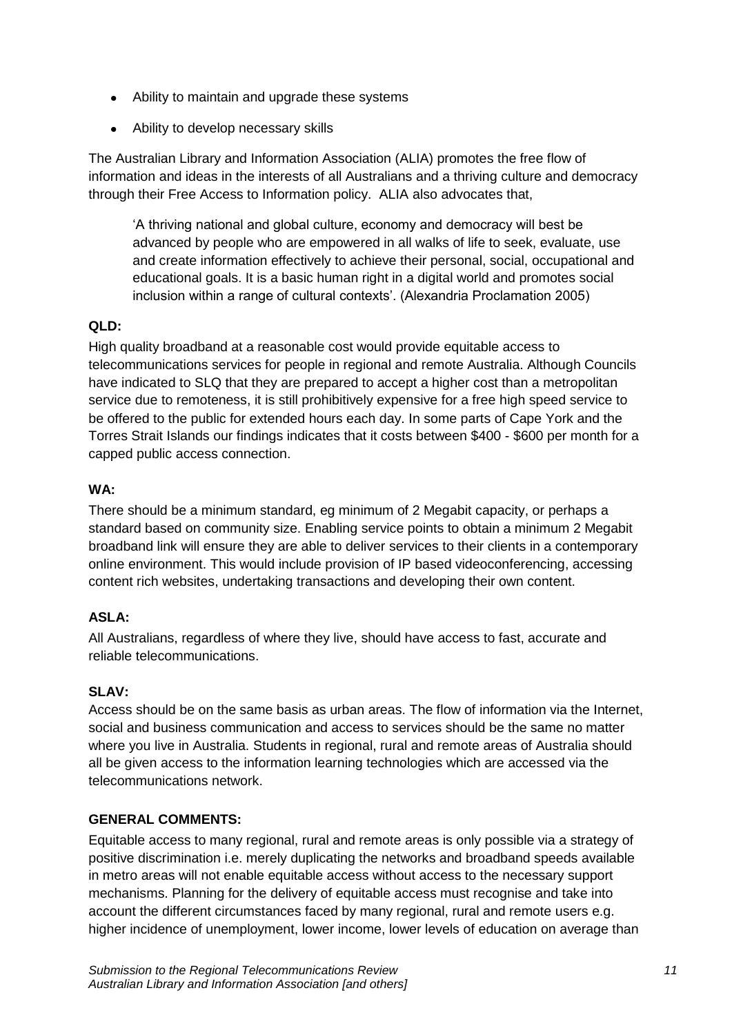- Ability to maintain and upgrade these systems
- Ability to develop necessary skills

The Australian Library and Information Association (ALIA) promotes the free flow of information and ideas in the interests of all Australians and a thriving culture and democracy through their Free Access to Information policy. ALIA also advocates that,

> 'A thriving national and global culture, economy and democracy will best be advanced by people who are empowered in all walks of life to seek, evaluate, use and create information effectively to achieve their personal, social, occupational and educational goals. It is a basic human right in a digital world and promotes social inclusion within a range of cultural contexts'. (Alexandria Proclamation 2005)

**QLD:**

High quality broadband at a reasonable cost would provide equitable access to telecommunications services for people in regional and remote Australia. Although Councils have indicated to SLQ that they are prepared to accept a higher cost than a metropolitan service due to remoteness, it is still prohibitively expensive for a free high speed service to be offered to the public for extended hours each day. In some parts of Cape York and the Torres Strait Islands our findings indicates that it costs between $400 - $600 per month for a capped public access connection.

**WA:**

There should be a minimum standard, eg minimum of 2 Megabit capacity, or perhaps a standard based on community size. Enabling service points to obtain a minimum 2 Megabit broadband link will ensure they are able to deliver services to their clients in a contemporary online environment. This would include provision of IP based videoconferencing, accessing content rich websites, undertaking transactions and developing their own content.

**ASLA:**

All Australians, regardless of where they live, should have access to fast, accurate and reliable telecommunications.

**SLAV:**

Access should be on the same basis as urban areas. The flow of information via the Internet, social and business communication and access to services should be the same no matter where you live in Australia. Students in regional, rural and remote areas of Australia should all be given access to the information learning technologies which are accessed via the telecommunications network.

**GENERAL COMMENTS:**

Equitable access to many regional, rural and remote areas is only possible via a strategy of positive discrimination i.e. merely duplicating the networks and broadband speeds available in metro areas will not enable equitable access without access to the necessary support mechanisms. Planning for the delivery of equitable access must recognise and take into account the different circumstances faced by many regional, rural and remote users e.g. higher incidence of unemployment, lower income, lower levels of education on average than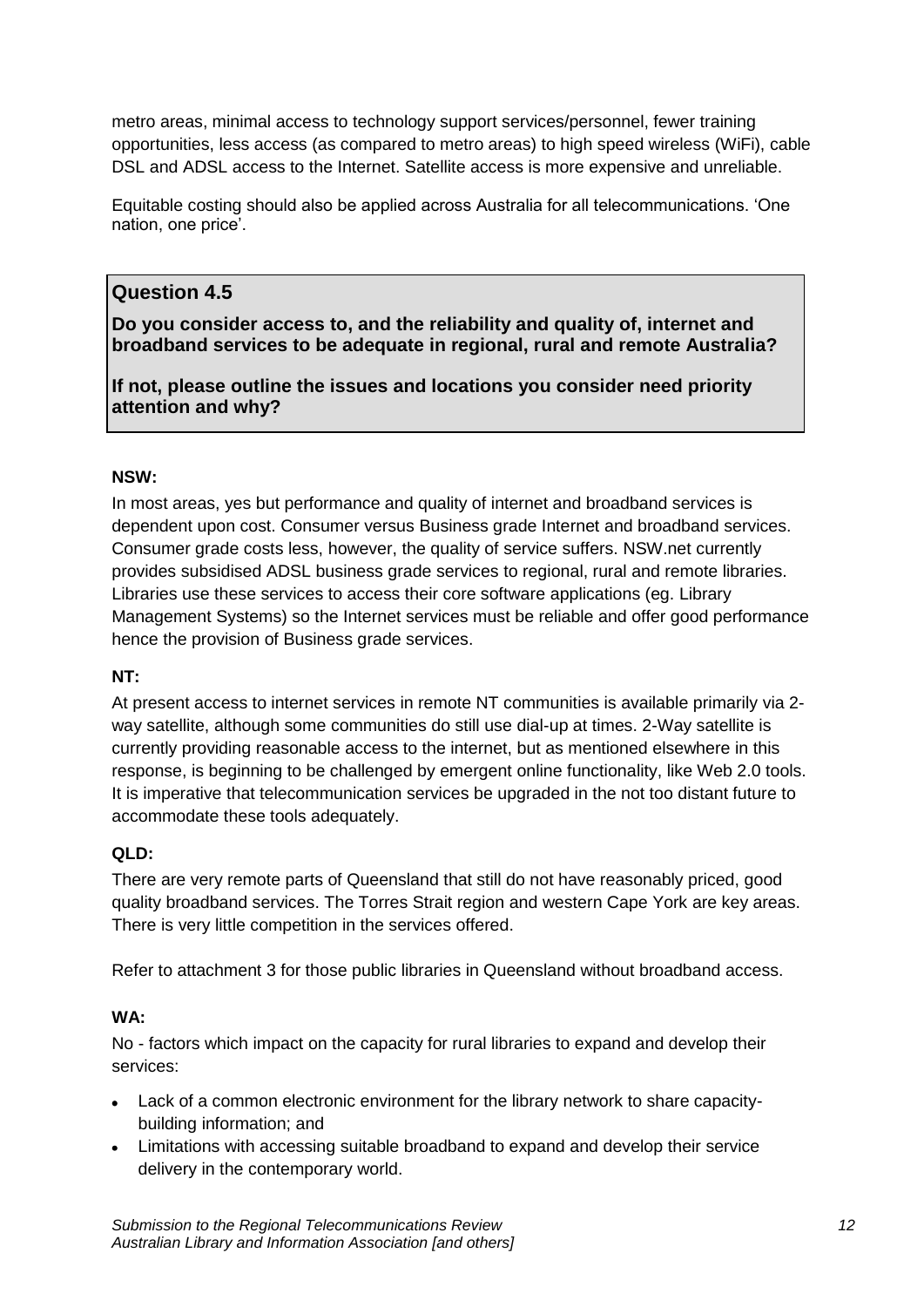metro areas, minimal access to technology support services/personnel, fewer training opportunities, less access (as compared to metro areas) to high speed wireless (WiFi), cable DSL and ADSL access to the Internet. Satellite access is more expensive and unreliable.

Equitable costing should also be applied across Australia for all telecommunications. 'One nation, one price'.

## Question 4.5

**Do you consider access to, and the reliability and quality of, internet and broadband services to be adequate in regional, rural and remote Australia?**

**If not, please outline the issues and locations you consider need priority attention and why?**

**NSW:**

In most areas, yes but performance and quality of internet and broadband services is dependent upon cost. Consumer versus Business grade Internet and broadband services. Consumer grade costs less, however, the quality of service suffers. NSW.net currently provides subsidised ADSL business grade services to regional, rural and remote libraries. Libraries use these services to access their core software applications (eg. Library Management Systems) so the Internet services must be reliable and offer good performance hence the provision of Business grade services.

**NT:**

At present access to internet services in remote NT communities is available primarily via 2-way satellite, although some communities do still use dial-up at times. 2-Way satellite is currently providing reasonable access to the internet, but as mentioned elsewhere in this response, is beginning to be challenged by emergent online functionality, like Web 2.0 tools. It is imperative that telecommunication services be upgraded in the not too distant future to accommodate these tools adequately.

**QLD:**

There are very remote parts of Queensland that still do not have reasonably priced, good quality broadband services. The Torres Strait region and western Cape York are key areas. There is very little competition in the services offered.

Refer to attachment 3 for those public libraries in Queensland without broadband access.

**WA:**

No - factors which impact on the capacity for rural libraries to expand and develop their services:

- Lack of a common electronic environment for the library network to share capacity-building information; and
- Limitations with accessing suitable broadband to expand and develop their service delivery in the contemporary world.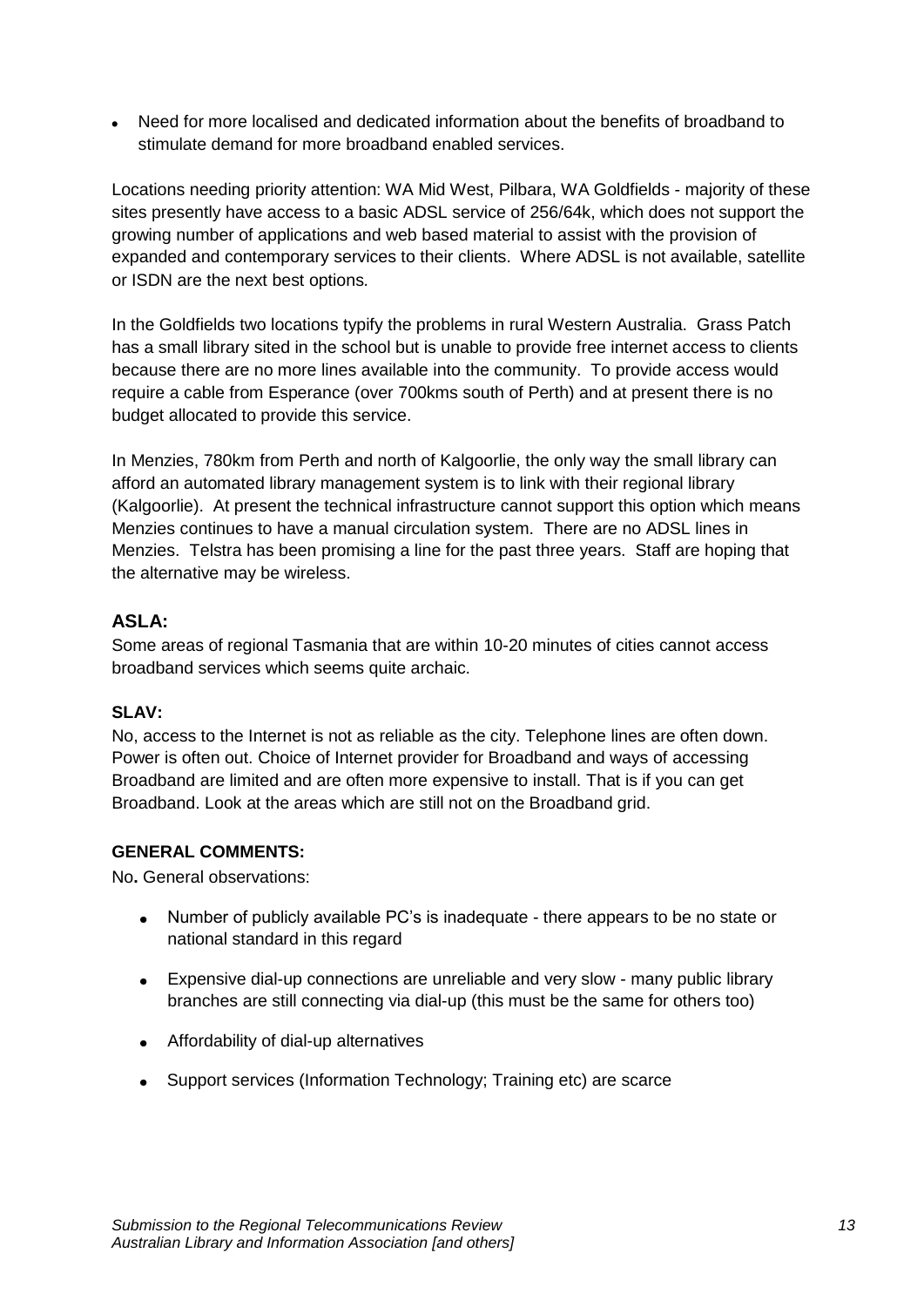- Need for more localised and dedicated information about the benefits of broadband to stimulate demand for more broadband enabled services.

Locations needing priority attention: WA Mid West, Pilbara, WA Goldfields - majority of these sites presently have access to a basic ADSL service of 256/64k, which does not support the growing number of applications and web based material to assist with the provision of expanded and contemporary services to their clients. Where ADSL is not available, satellite or ISDN are the next best options.

In the Goldfields two locations typify the problems in rural Western Australia. Grass Patch has a small library sited in the school but is unable to provide free internet access to clients because there are no more lines available into the community. To provide access would require a cable from Esperance (over 700kms south of Perth) and at present there is no budget allocated to provide this service.

In Menzies, 780km from Perth and north of Kalgoorlie, the only way the small library can afford an automated library management system is to link with their regional library (Kalgoorlie). At present the technical infrastructure cannot support this option which means Menzies continues to have a manual circulation system. There are no ADSL lines in Menzies. Telstra has been promising a line for the past three years. Staff are hoping that the alternative may be wireless.

## ASLA:

Some areas of regional Tasmania that are within 10-20 minutes of cities cannot access broadband services which seems quite archaic.

### SLAV:

No, access to the Internet is not as reliable as the city. Telephone lines are often down. Power is often out. Choice of Internet provider for Broadband and ways of accessing Broadband are limited and are often more expensive to install. That is if you can get Broadband. Look at the areas which are still not on the Broadband grid.

### GENERAL COMMENTS:

No**.** General observations:

- Number of publicly available PC's is inadequate - there appears to be no state or national standard in this regard
- Expensive dial-up connections are unreliable and very slow - many public library branches are still connecting via dial-up (this must be the same for others too)
- Affordability of dial-up alternatives
- Support services (Information Technology; Training etc) are scarce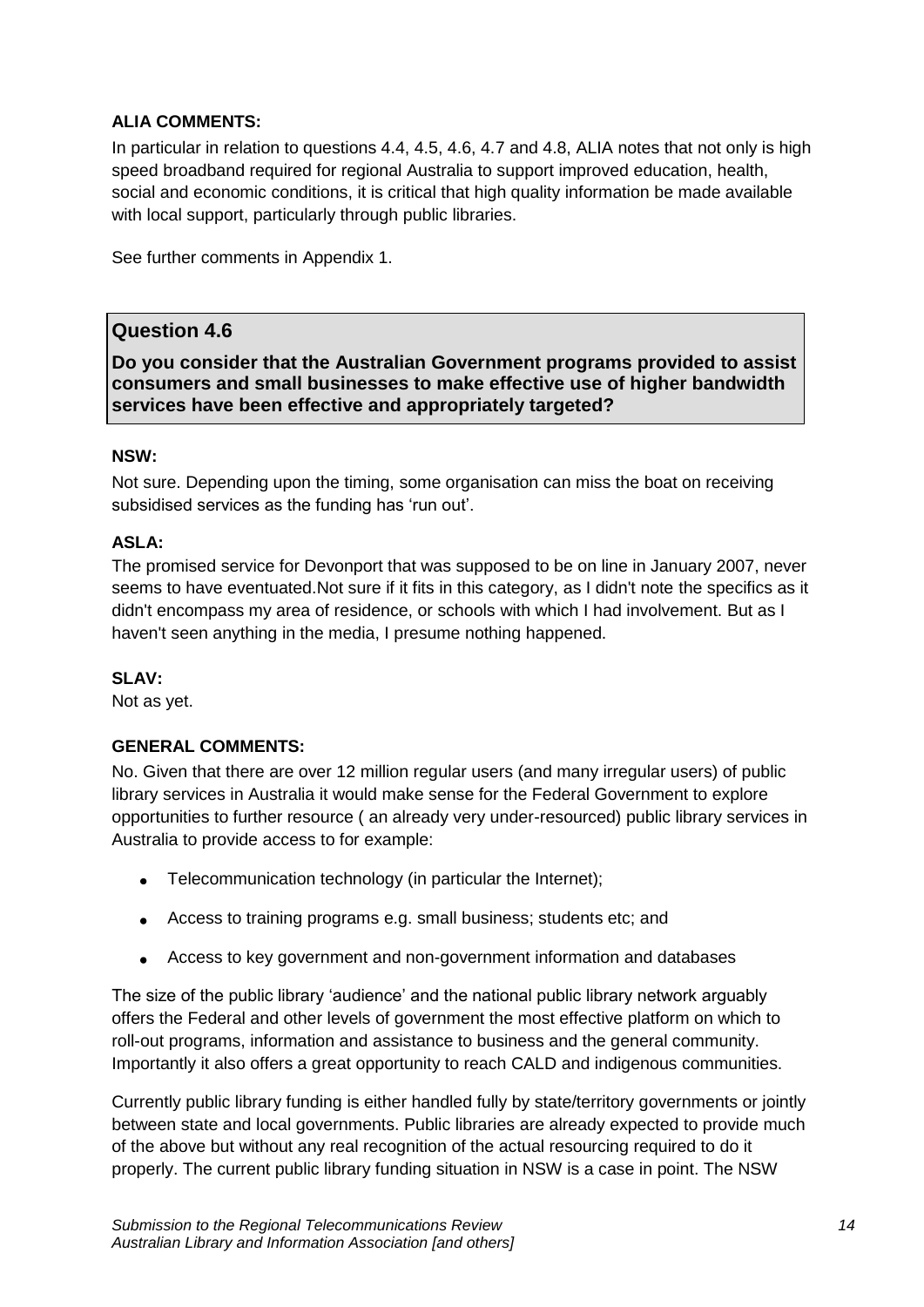**ALIA COMMENTS:**

In particular in relation to questions 4.4, 4.5, 4.6, 4.7 and 4.8, ALIA notes that not only is high speed broadband required for regional Australia to support improved education, health, social and economic conditions, it is critical that high quality information be made available with local support, particularly through public libraries.

See further comments in Appendix 1.

## Question 4.6

**Do you consider that the Australian Government programs provided to assist consumers and small businesses to make effective use of higher bandwidth services have been effective and appropriately targeted?**

**NSW:**

Not sure. Depending upon the timing, some organisation can miss the boat on receiving subsidised services as the funding has 'run out'.

**ASLA:**

The promised service for Devonport that was supposed to be on line in January 2007, never seems to have eventuated.Not sure if it fits in this category, as I didn't note the specifics as it didn't encompass my area of residence, or schools with which I had involvement. But as I haven't seen anything in the media, I presume nothing happened.

**SLAV:**

Not as yet.

**GENERAL COMMENTS:**

No. Given that there are over 12 million regular users (and many irregular users) of public library services in Australia it would make sense for the Federal Government to explore opportunities to further resource ( an already very under-resourced) public library services in Australia to provide access to for example:

- Telecommunication technology (in particular the Internet);
- Access to training programs e.g. small business; students etc; and
- Access to key government and non-government information and databases

The size of the public library 'audience' and the national public library network arguably offers the Federal and other levels of government the most effective platform on which to roll-out programs, information and assistance to business and the general community. Importantly it also offers a great opportunity to reach CALD and indigenous communities.

Currently public library funding is either handled fully by state/territory governments or jointly between state and local governments. Public libraries are already expected to provide much of the above but without any real recognition of the actual resourcing required to do it properly. The current public library funding situation in NSW is a case in point. The NSW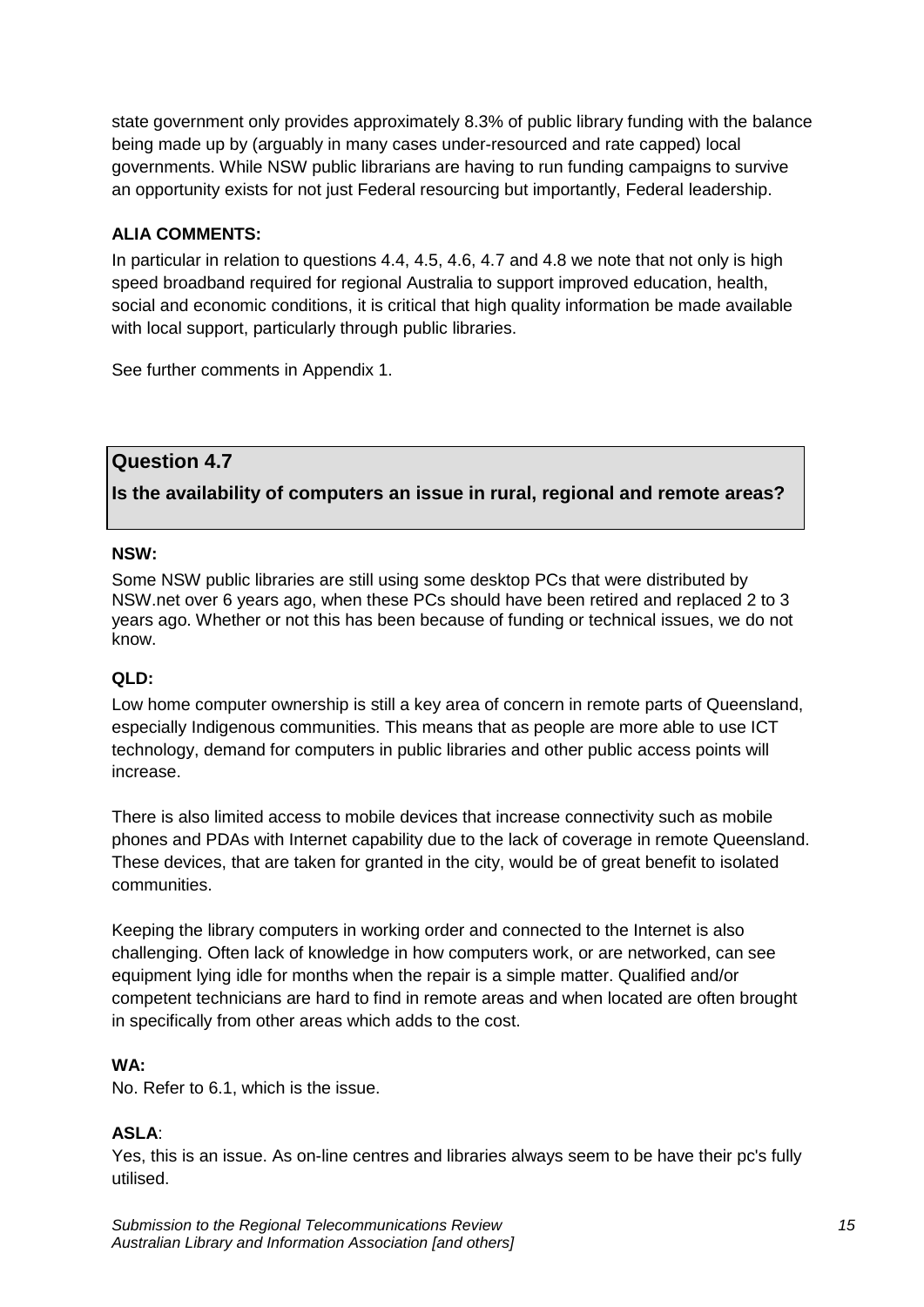state government only provides approximately 8.3% of public library funding with the balance being made up by (arguably in many cases under-resourced and rate capped) local governments. While NSW public librarians are having to run funding campaigns to survive an opportunity exists for not just Federal resourcing but importantly, Federal leadership.

**ALIA COMMENTS:**

In particular in relation to questions 4.4, 4.5, 4.6, 4.7 and 4.8 we note that not only is high speed broadband required for regional Australia to support improved education, health, social and economic conditions, it is critical that high quality information be made available with local support, particularly through public libraries.

See further comments in Appendix 1.

## Question 4.7

**Is the availability of computers an issue in rural, regional and remote areas?**

**NSW:**

Some NSW public libraries are still using some desktop PCs that were distributed by NSW.net over 6 years ago, when these PCs should have been retired and replaced 2 to 3 years ago. Whether or not this has been because of funding or technical issues, we do not know.

**QLD:**

Low home computer ownership is still a key area of concern in remote parts of Queensland, especially Indigenous communities. This means that as people are more able to use ICT technology, demand for computers in public libraries and other public access points will increase.

There is also limited access to mobile devices that increase connectivity such as mobile phones and PDAs with Internet capability due to the lack of coverage in remote Queensland. These devices, that are taken for granted in the city, would be of great benefit to isolated communities.

Keeping the library computers in working order and connected to the Internet is also challenging. Often lack of knowledge in how computers work, or are networked, can see equipment lying idle for months when the repair is a simple matter. Qualified and/or competent technicians are hard to find in remote areas and when located are often brought in specifically from other areas which adds to the cost.

**WA:**

No. Refer to 6.1, which is the issue.

**ASLA**:

Yes, this is an issue. As on-line centres and libraries always seem to be have their pc's fully utilised.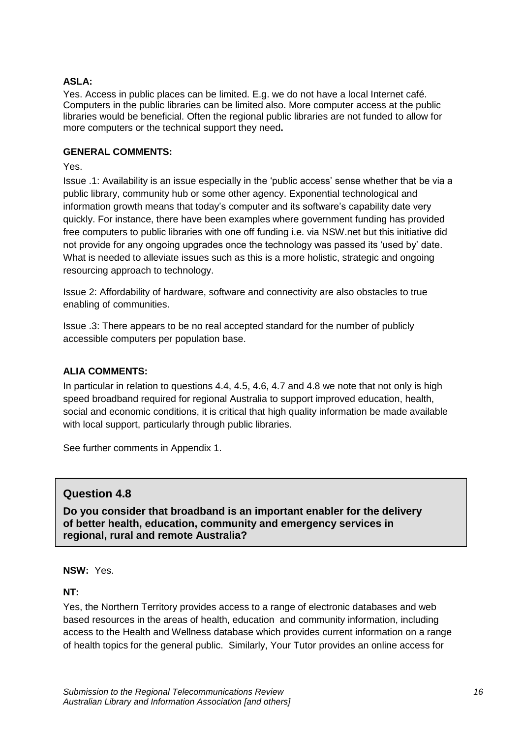**ASLA:**

Yes. Access in public places can be limited. E.g. we do not have a local Internet café. Computers in the public libraries can be limited also. More computer access at the public libraries would be beneficial. Often the regional public libraries are not funded to allow for more computers or the technical support they need**.**

**GENERAL COMMENTS:**

Yes.

Issue .1: Availability is an issue especially in the 'public access' sense whether that be via a public library, community hub or some other agency. Exponential technological and information growth means that today's computer and its software's capability date very quickly. For instance, there have been examples where government funding has provided free computers to public libraries with one off funding i.e. via NSW.net but this initiative did not provide for any ongoing upgrades once the technology was passed its 'used by' date. What is needed to alleviate issues such as this is a more holistic, strategic and ongoing resourcing approach to technology.

Issue 2: Affordability of hardware, software and connectivity are also obstacles to true enabling of communities.

Issue .3: There appears to be no real accepted standard for the number of publicly accessible computers per population base.

**ALIA COMMENTS:**

In particular in relation to questions 4.4, 4.5, 4.6, 4.7 and 4.8 we note that not only is high speed broadband required for regional Australia to support improved education, health, social and economic conditions, it is critical that high quality information be made available with local support, particularly through public libraries.

See further comments in Appendix 1.

## Question 4.8

**Do you consider that broadband is an important enabler for the delivery of better health, education, community and emergency services in regional, rural and remote Australia?**

**NSW:** Yes.

**NT:**

Yes, the Northern Territory provides access to a range of electronic databases and web based resources in the areas of health, education and community information, including access to the Health and Wellness database which provides current information on a range of health topics for the general public. Similarly, Your Tutor provides an online access for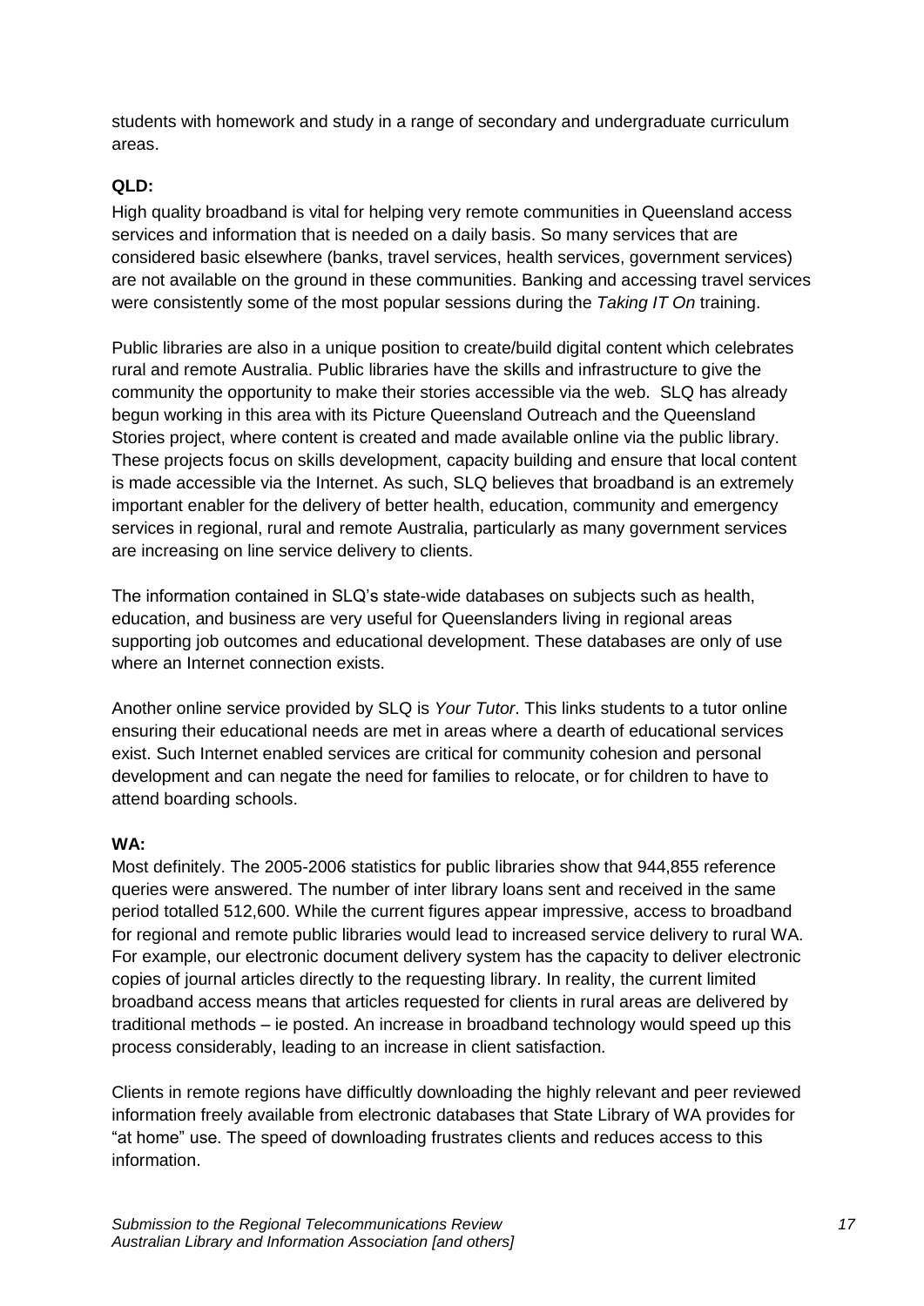students with homework and study in a range of secondary and undergraduate curriculum areas.

**QLD:**

High quality broadband is vital for helping very remote communities in Queensland access services and information that is needed on a daily basis. So many services that are considered basic elsewhere (banks, travel services, health services, government services) are not available on the ground in these communities. Banking and accessing travel services were consistently some of the most popular sessions during the *Taking IT On* training.

Public libraries are also in a unique position to create/build digital content which celebrates rural and remote Australia. Public libraries have the skills and infrastructure to give the community the opportunity to make their stories accessible via the web. SLQ has already begun working in this area with its Picture Queensland Outreach and the Queensland Stories project, where content is created and made available online via the public library. These projects focus on skills development, capacity building and ensure that local content is made accessible via the Internet. As such, SLQ believes that broadband is an extremely important enabler for the delivery of better health, education, community and emergency services in regional, rural and remote Australia, particularly as many government services are increasing on line service delivery to clients.

The information contained in SLQ's state-wide databases on subjects such as health, education, and business are very useful for Queenslanders living in regional areas supporting job outcomes and educational development. These databases are only of use where an Internet connection exists.

Another online service provided by SLQ is *Your Tutor*. This links students to a tutor online ensuring their educational needs are met in areas where a dearth of educational services exist. Such Internet enabled services are critical for community cohesion and personal development and can negate the need for families to relocate, or for children to have to attend boarding schools.

**WA:**

Most definitely. The 2005-2006 statistics for public libraries show that 944,855 reference queries were answered. The number of inter library loans sent and received in the same period totalled 512,600. While the current figures appear impressive, access to broadband for regional and remote public libraries would lead to increased service delivery to rural WA. For example, our electronic document delivery system has the capacity to deliver electronic copies of journal articles directly to the requesting library. In reality, the current limited broadband access means that articles requested for clients in rural areas are delivered by traditional methods – ie posted. An increase in broadband technology would speed up this process considerably, leading to an increase in client satisfaction.

Clients in remote regions have difficultly downloading the highly relevant and peer reviewed information freely available from electronic databases that State Library of WA provides for "at home" use. The speed of downloading frustrates clients and reduces access to this information.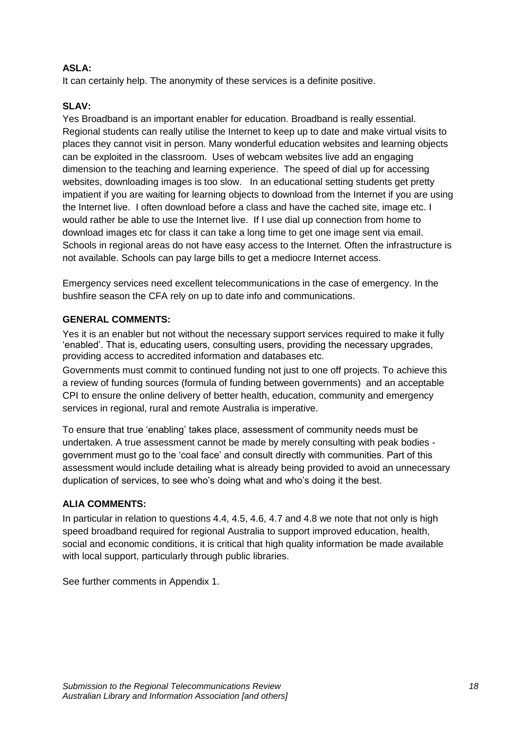**ASLA:**

It can certainly help. The anonymity of these services is a definite positive.

**SLAV:**

Yes Broadband is an important enabler for education. Broadband is really essential. Regional students can really utilise the Internet to keep up to date and make virtual visits to places they cannot visit in person. Many wonderful education websites and learning objects can be exploited in the classroom. Uses of webcam websites live add an engaging dimension to the teaching and learning experience. The speed of dial up for accessing websites, downloading images is too slow. In an educational setting students get pretty impatient if you are waiting for learning objects to download from the Internet if you are using the Internet live. I often download before a class and have the cached site, image etc. I would rather be able to use the Internet live. If I use dial up connection from home to download images etc for class it can take a long time to get one image sent via email. Schools in regional areas do not have easy access to the Internet. Often the infrastructure is not available. Schools can pay large bills to get a mediocre Internet access.

Emergency services need excellent telecommunications in the case of emergency. In the bushfire season the CFA rely on up to date info and communications.

**GENERAL COMMENTS:**

Yes it is an enabler but not without the necessary support services required to make it fully 'enabled'. That is, educating users, consulting users, providing the necessary upgrades, providing access to accredited information and databases etc.

Governments must commit to continued funding not just to one off projects. To achieve this a review of funding sources (formula of funding between governments) and an acceptable CPI to ensure the online delivery of better health, education, community and emergency services in regional, rural and remote Australia is imperative.

To ensure that true 'enabling' takes place, assessment of community needs must be undertaken. A true assessment cannot be made by merely consulting with peak bodies - government must go to the 'coal face' and consult directly with communities. Part of this assessment would include detailing what is already being provided to avoid an unnecessary duplication of services, to see who's doing what and who's doing it the best.

**ALIA COMMENTS:**

In particular in relation to questions 4.4, 4.5, 4.6, 4.7 and 4.8 we note that not only is high speed broadband required for regional Australia to support improved education, health, social and economic conditions, it is critical that high quality information be made available with local support, particularly through public libraries.

See further comments in Appendix 1.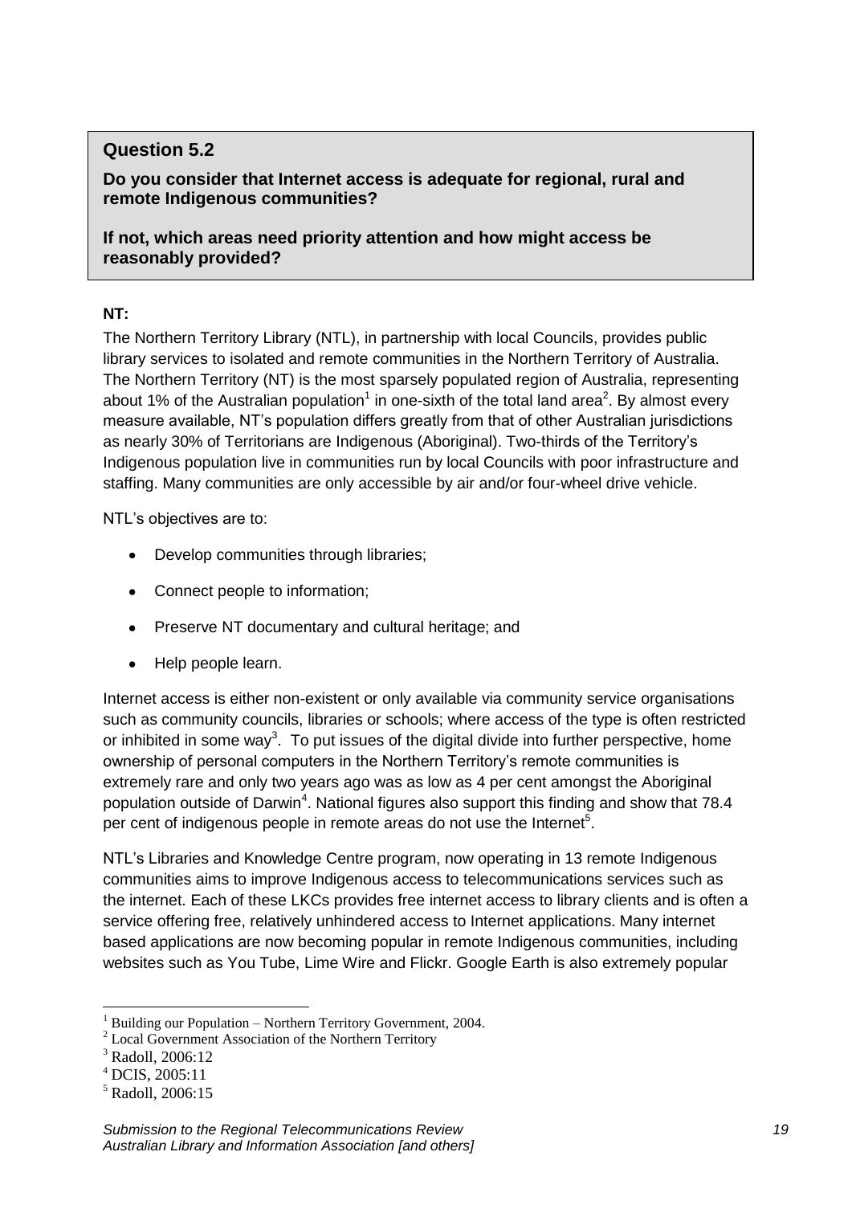**Question 5.2**

**Do you consider that Internet access is adequate for regional, rural and remote Indigenous communities?**

**If not, which areas need priority attention and how might access be reasonably provided?**

**NT:**

The Northern Territory Library (NTL), in partnership with local Councils, provides public library services to isolated and remote communities in the Northern Territory of Australia. The Northern Territory (NT) is the most sparsely populated region of Australia, representing about 1% of the Australian population[1] in one-sixth of the total land area[2]. By almost every measure available, NT's population differs greatly from that of other Australian jurisdictions as nearly 30% of Territorians are Indigenous (Aboriginal). Two-thirds of the Territory's Indigenous population live in communities run by local Councils with poor infrastructure and staffing. Many communities are only accessible by air and/or four-wheel drive vehicle.

NTL's objectives are to:

- Develop communities through libraries;
- Connect people to information;
- Preserve NT documentary and cultural heritage; and
- Help people learn.

Internet access is either non-existent or only available via community service organisations such as community councils, libraries or schools; where access of the type is often restricted or inhibited in some way[3]. To put issues of the digital divide into further perspective, home ownership of personal computers in the Northern Territory's remote communities is extremely rare and only two years ago was as low as 4 per cent amongst the Aboriginal population outside of Darwin[4]. National figures also support this finding and show that 78.4 per cent of indigenous people in remote areas do not use the Internet[5].

NTL's Libraries and Knowledge Centre program, now operating in 13 remote Indigenous communities aims to improve Indigenous access to telecommunications services such as the internet. Each of these LKCs provides free internet access to library clients and is often a service offering free, relatively unhindered access to Internet applications. Many internet based applications are now becoming popular in remote Indigenous communities, including websites such as You Tube, Lime Wire and Flickr. Google Earth is also extremely popular

[1] Building our Population – Northern Territory Government, 2004.
[2] Local Government Association of the Northern Territory
[3] Radoll, 2006:12
[4] DCIS, 2005:11
[5] Radoll, 2006:15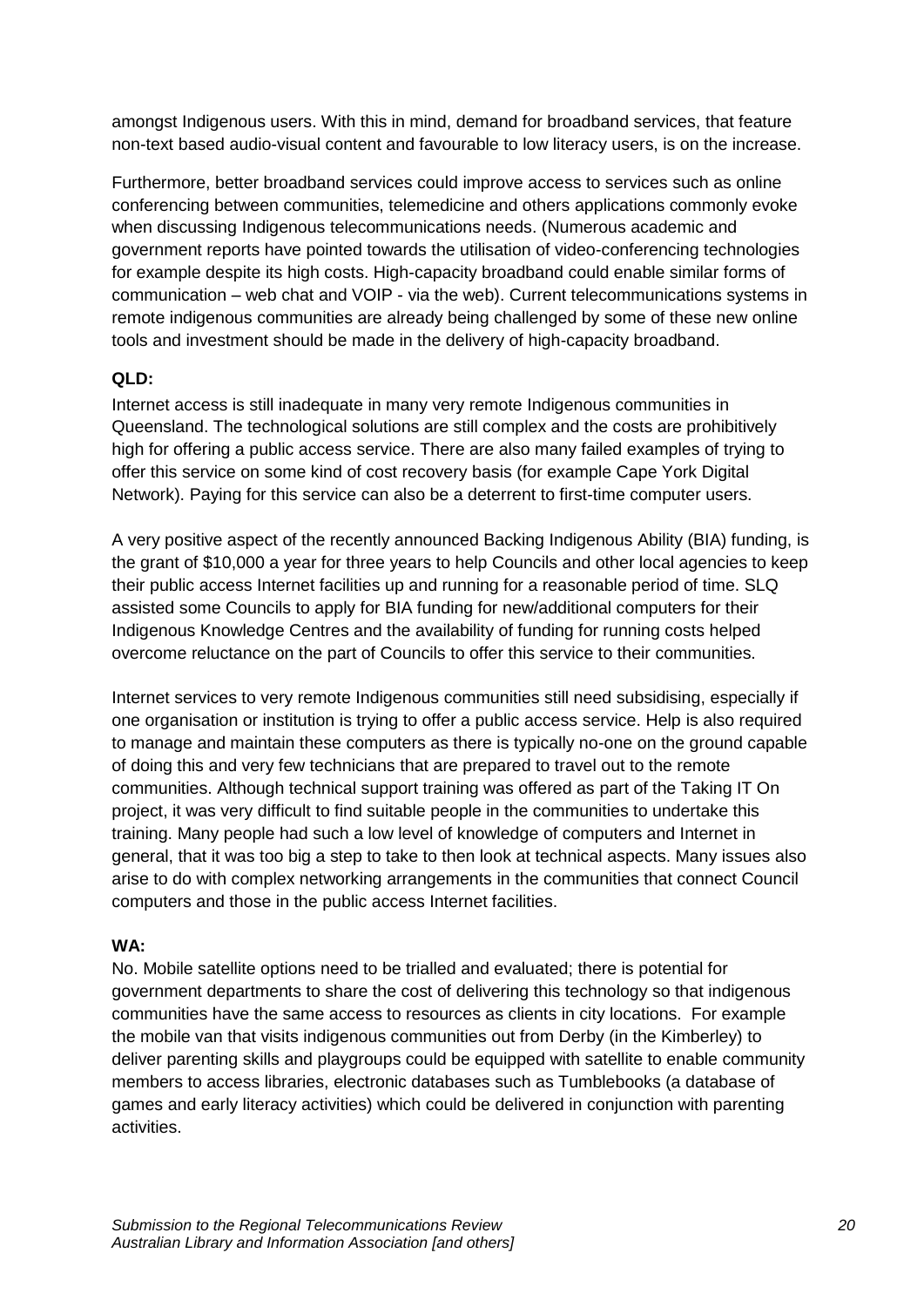amongst Indigenous users. With this in mind, demand for broadband services, that feature non-text based audio-visual content and favourable to low literacy users, is on the increase.

Furthermore, better broadband services could improve access to services such as online conferencing between communities, telemedicine and others applications commonly evoke when discussing Indigenous telecommunications needs. (Numerous academic and government reports have pointed towards the utilisation of video-conferencing technologies for example despite its high costs. High-capacity broadband could enable similar forms of communication – web chat and VOIP - via the web). Current telecommunications systems in remote indigenous communities are already being challenged by some of these new online tools and investment should be made in the delivery of high-capacity broadband.

**QLD:**

Internet access is still inadequate in many very remote Indigenous communities in Queensland. The technological solutions are still complex and the costs are prohibitively high for offering a public access service. There are also many failed examples of trying to offer this service on some kind of cost recovery basis (for example Cape York Digital Network). Paying for this service can also be a deterrent to first-time computer users.

A very positive aspect of the recently announced Backing Indigenous Ability (BIA) funding, is the grant of $10,000 a year for three years to help Councils and other local agencies to keep their public access Internet facilities up and running for a reasonable period of time. SLQ assisted some Councils to apply for BIA funding for new/additional computers for their Indigenous Knowledge Centres and the availability of funding for running costs helped overcome reluctance on the part of Councils to offer this service to their communities.

Internet services to very remote Indigenous communities still need subsidising, especially if one organisation or institution is trying to offer a public access service. Help is also required to manage and maintain these computers as there is typically no-one on the ground capable of doing this and very few technicians that are prepared to travel out to the remote communities. Although technical support training was offered as part of the Taking IT On project, it was very difficult to find suitable people in the communities to undertake this training. Many people had such a low level of knowledge of computers and Internet in general, that it was too big a step to take to then look at technical aspects. Many issues also arise to do with complex networking arrangements in the communities that connect Council computers and those in the public access Internet facilities.

**WA:**

No. Mobile satellite options need to be trialled and evaluated; there is potential for government departments to share the cost of delivering this technology so that indigenous communities have the same access to resources as clients in city locations. For example the mobile van that visits indigenous communities out from Derby (in the Kimberley) to deliver parenting skills and playgroups could be equipped with satellite to enable community members to access libraries, electronic databases such as Tumblebooks (a database of games and early literacy activities) which could be delivered in conjunction with parenting activities.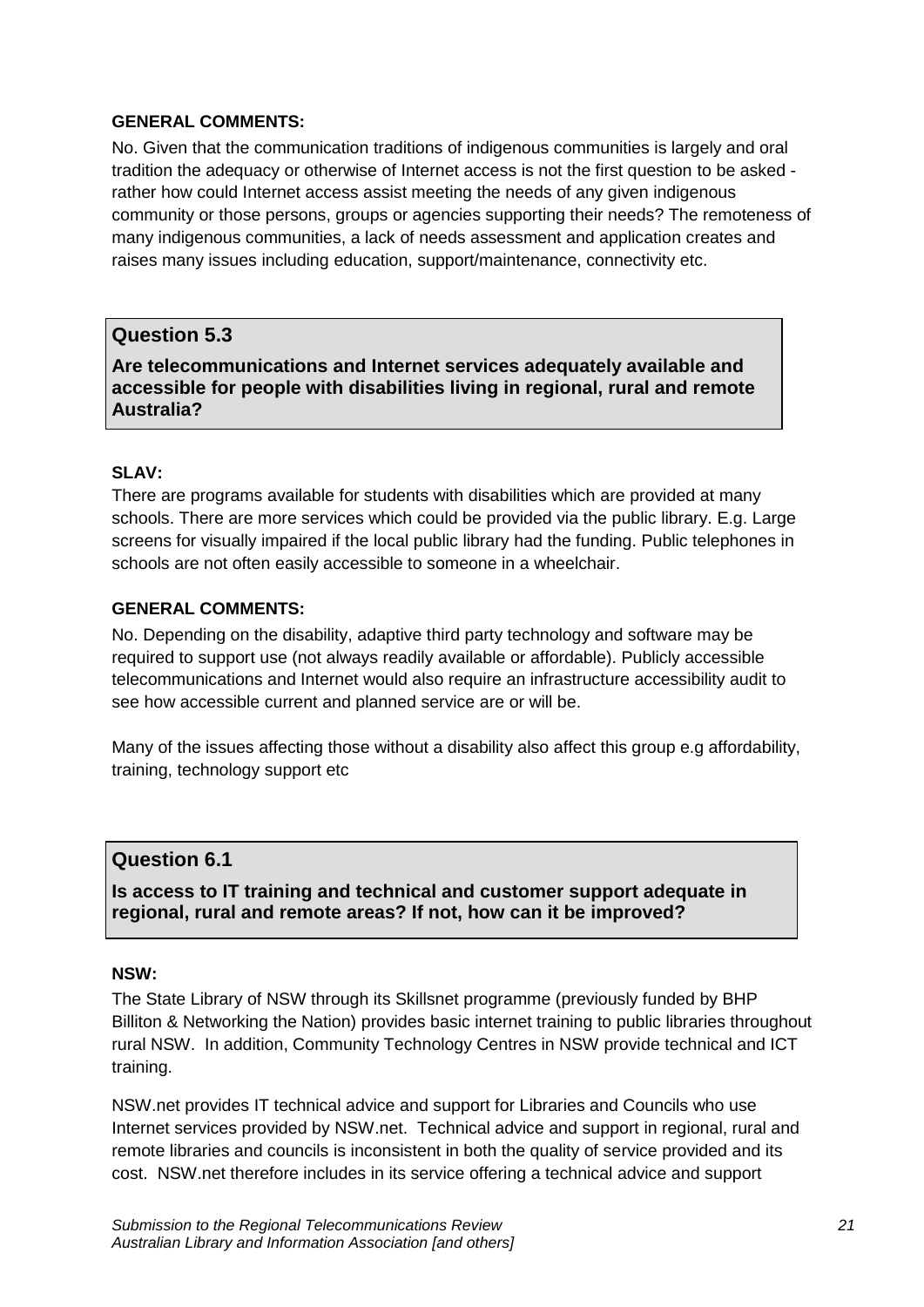**GENERAL COMMENTS:**

No. Given that the communication traditions of indigenous communities is largely and oral tradition the adequacy or otherwise of Internet access is not the first question to be asked - rather how could Internet access assist meeting the needs of any given indigenous community or those persons, groups or agencies supporting their needs? The remoteness of many indigenous communities, a lack of needs assessment and application creates and raises many issues including education, support/maintenance, connectivity etc.

## Question 5.3

**Are telecommunications and Internet services adequately available and accessible for people with disabilities living in regional, rural and remote Australia?**

**SLAV:**

There are programs available for students with disabilities which are provided at many schools. There are more services which could be provided via the public library. E.g. Large screens for visually impaired if the local public library had the funding. Public telephones in schools are not often easily accessible to someone in a wheelchair.

**GENERAL COMMENTS:**

No. Depending on the disability, adaptive third party technology and software may be required to support use (not always readily available or affordable). Publicly accessible telecommunications and Internet would also require an infrastructure accessibility audit to see how accessible current and planned service are or will be.

Many of the issues affecting those without a disability also affect this group e.g affordability, training, technology support etc

## Question 6.1

**Is access to IT training and technical and customer support adequate in regional, rural and remote areas? If not, how can it be improved?**

**NSW:**

The State Library of NSW through its Skillsnet programme (previously funded by BHP Billiton & Networking the Nation) provides basic internet training to public libraries throughout rural NSW. In addition, Community Technology Centres in NSW provide technical and ICT training.

NSW.net provides IT technical advice and support for Libraries and Councils who use Internet services provided by NSW.net. Technical advice and support in regional, rural and remote libraries and councils is inconsistent in both the quality of service provided and its cost. NSW.net therefore includes in its service offering a technical advice and support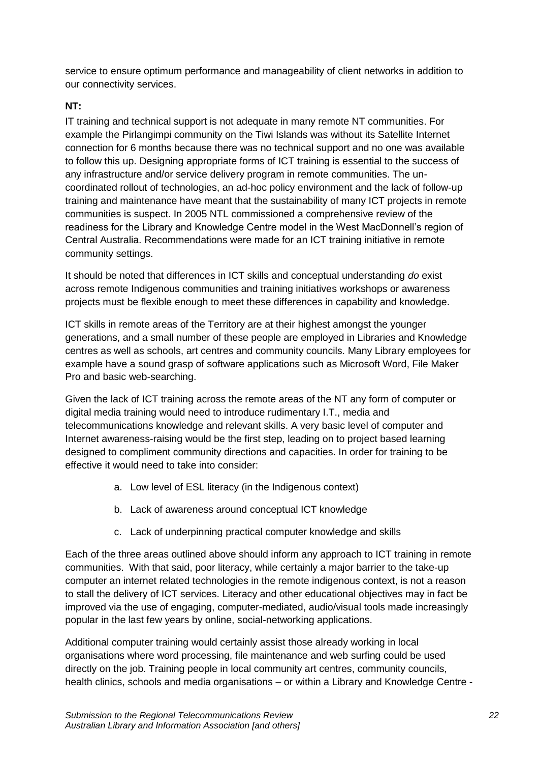service to ensure optimum performance and manageability of client networks in addition to our connectivity services.

**NT:**

IT training and technical support is not adequate in many remote NT communities. For example the Pirlangimpi community on the Tiwi Islands was without its Satellite Internet connection for 6 months because there was no technical support and no one was available to follow this up. Designing appropriate forms of ICT training is essential to the success of any infrastructure and/or service delivery program in remote communities. The un-coordinated rollout of technologies, an ad-hoc policy environment and the lack of follow-up training and maintenance have meant that the sustainability of many ICT projects in remote communities is suspect. In 2005 NTL commissioned a comprehensive review of the readiness for the Library and Knowledge Centre model in the West MacDonnell's region of Central Australia. Recommendations were made for an ICT training initiative in remote community settings.

It should be noted that differences in ICT skills and conceptual understanding *do* exist across remote Indigenous communities and training initiatives workshops or awareness projects must be flexible enough to meet these differences in capability and knowledge.

ICT skills in remote areas of the Territory are at their highest amongst the younger generations, and a small number of these people are employed in Libraries and Knowledge centres as well as schools, art centres and community councils. Many Library employees for example have a sound grasp of software applications such as Microsoft Word, File Maker Pro and basic web-searching.

Given the lack of ICT training across the remote areas of the NT any form of computer or digital media training would need to introduce rudimentary I.T., media and telecommunications knowledge and relevant skills. A very basic level of computer and Internet awareness-raising would be the first step, leading on to project based learning designed to compliment community directions and capacities. In order for training to be effective it would need to take into consider:

a. Low level of ESL literacy (in the Indigenous context)

b. Lack of awareness around conceptual ICT knowledge

c. Lack of underpinning practical computer knowledge and skills

Each of the three areas outlined above should inform any approach to ICT training in remote communities. With that said, poor literacy, while certainly a major barrier to the take-up computer an internet related technologies in the remote indigenous context, is not a reason to stall the delivery of ICT services. Literacy and other educational objectives may in fact be improved via the use of engaging, computer-mediated, audio/visual tools made increasingly popular in the last few years by online, social-networking applications.

Additional computer training would certainly assist those already working in local organisations where word processing, file maintenance and web surfing could be used directly on the job. Training people in local community art centres, community councils, health clinics, schools and media organisations – or within a Library and Knowledge Centre -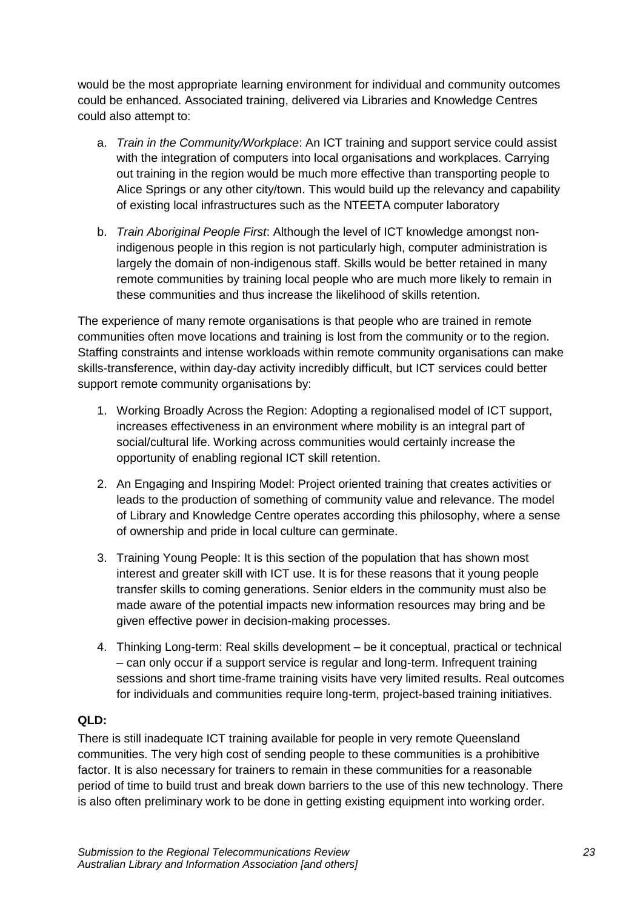would be the most appropriate learning environment for individual and community outcomes could be enhanced. Associated training, delivered via Libraries and Knowledge Centres could also attempt to:

a. *Train in the Community/Workplace*: An ICT training and support service could assist with the integration of computers into local organisations and workplaces. Carrying out training in the region would be much more effective than transporting people to Alice Springs or any other city/town. This would build up the relevancy and capability of existing local infrastructures such as the NTEETA computer laboratory

b. *Train Aboriginal People First*: Although the level of ICT knowledge amongst non-indigenous people in this region is not particularly high, computer administration is largely the domain of non-indigenous staff. Skills would be better retained in many remote communities by training local people who are much more likely to remain in these communities and thus increase the likelihood of skills retention.

The experience of many remote organisations is that people who are trained in remote communities often move locations and training is lost from the community or to the region. Staffing constraints and intense workloads within remote community organisations can make skills-transference, within day-day activity incredibly difficult, but ICT services could better support remote community organisations by:

1. Working Broadly Across the Region: Adopting a regionalised model of ICT support, increases effectiveness in an environment where mobility is an integral part of social/cultural life. Working across communities would certainly increase the opportunity of enabling regional ICT skill retention.

2. An Engaging and Inspiring Model: Project oriented training that creates activities or leads to the production of something of community value and relevance. The model of Library and Knowledge Centre operates according this philosophy, where a sense of ownership and pride in local culture can germinate.

3. Training Young People: It is this section of the population that has shown most interest and greater skill with ICT use. It is for these reasons that it young people transfer skills to coming generations. Senior elders in the community must also be made aware of the potential impacts new information resources may bring and be given effective power in decision-making processes.

4. Thinking Long-term: Real skills development – be it conceptual, practical or technical – can only occur if a support service is regular and long-term. Infrequent training sessions and short time-frame training visits have very limited results. Real outcomes for individuals and communities require long-term, project-based training initiatives.

**QLD:**

There is still inadequate ICT training available for people in very remote Queensland communities. The very high cost of sending people to these communities is a prohibitive factor. It is also necessary for trainers to remain in these communities for a reasonable period of time to build trust and break down barriers to the use of this new technology. There is also often preliminary work to be done in getting existing equipment into working order.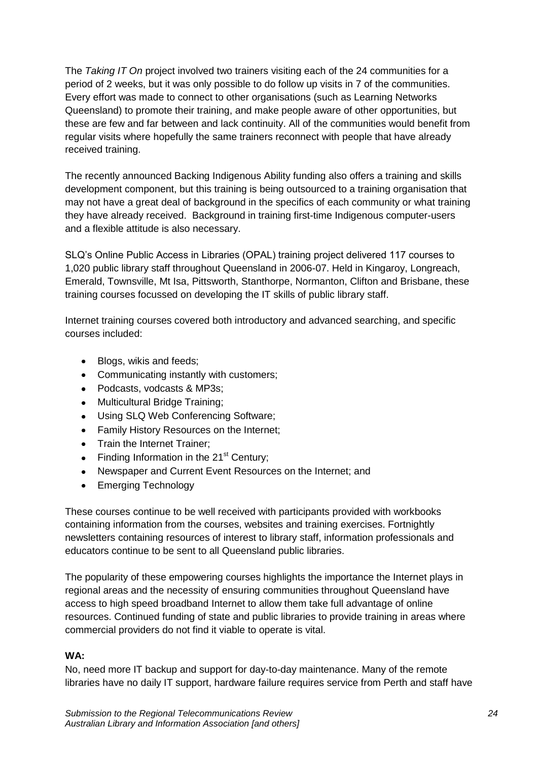The *Taking IT On* project involved two trainers visiting each of the 24 communities for a period of 2 weeks, but it was only possible to do follow up visits in 7 of the communities. Every effort was made to connect to other organisations (such as Learning Networks Queensland) to promote their training, and make people aware of other opportunities, but these are few and far between and lack continuity. All of the communities would benefit from regular visits where hopefully the same trainers reconnect with people that have already received training.

The recently announced Backing Indigenous Ability funding also offers a training and skills development component, but this training is being outsourced to a training organisation that may not have a great deal of background in the specifics of each community or what training they have already received. Background in training first-time Indigenous computer-users and a flexible attitude is also necessary.

SLQ's Online Public Access in Libraries (OPAL) training project delivered 117 courses to 1,020 public library staff throughout Queensland in 2006-07. Held in Kingaroy, Longreach, Emerald, Townsville, Mt Isa, Pittsworth, Stanthorpe, Normanton, Clifton and Brisbane, these training courses focussed on developing the IT skills of public library staff.

Internet training courses covered both introductory and advanced searching, and specific courses included:

- Blogs, wikis and feeds;
- Communicating instantly with customers;
- Podcasts, vodcasts & MP3s;
- Multicultural Bridge Training;
- Using SLQ Web Conferencing Software;
- Family History Resources on the Internet;
- Train the Internet Trainer;
- Finding Information in the 21st Century;
- Newspaper and Current Event Resources on the Internet; and
- Emerging Technology

These courses continue to be well received with participants provided with workbooks containing information from the courses, websites and training exercises. Fortnightly newsletters containing resources of interest to library staff, information professionals and educators continue to be sent to all Queensland public libraries.

The popularity of these empowering courses highlights the importance the Internet plays in regional areas and the necessity of ensuring communities throughout Queensland have access to high speed broadband Internet to allow them take full advantage of online resources. Continued funding of state and public libraries to provide training in areas where commercial providers do not find it viable to operate is vital.

**WA:**

No, need more IT backup and support for day-to-day maintenance. Many of the remote libraries have no daily IT support, hardware failure requires service from Perth and staff have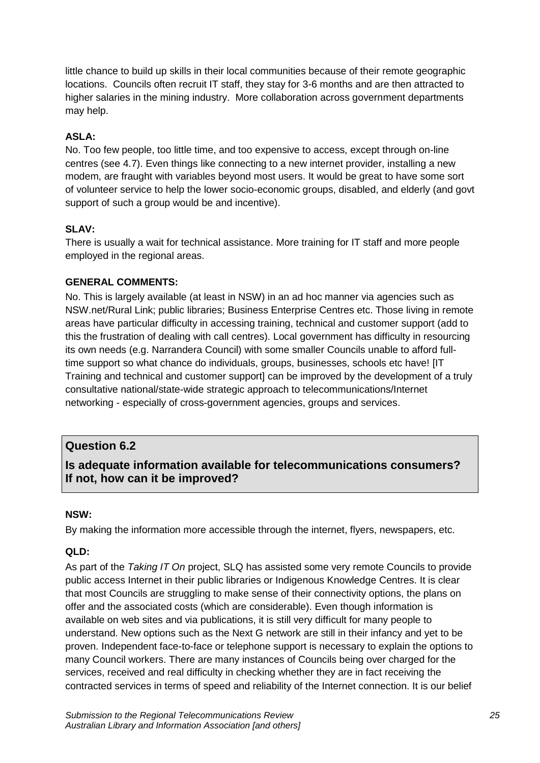little chance to build up skills in their local communities because of their remote geographic locations. Councils often recruit IT staff, they stay for 3-6 months and are then attracted to higher salaries in the mining industry. More collaboration across government departments may help.

**ASLA:**

No. Too few people, too little time, and too expensive to access, except through on-line centres (see 4.7). Even things like connecting to a new internet provider, installing a new modem, are fraught with variables beyond most users. It would be great to have some sort of volunteer service to help the lower socio-economic groups, disabled, and elderly (and govt support of such a group would be and incentive).

**SLAV:**

There is usually a wait for technical assistance. More training for IT staff and more people employed in the regional areas.

**GENERAL COMMENTS:**

No. This is largely available (at least in NSW) in an ad hoc manner via agencies such as NSW.net/Rural Link; public libraries; Business Enterprise Centres etc. Those living in remote areas have particular difficulty in accessing training, technical and customer support (add to this the frustration of dealing with call centres). Local government has difficulty in resourcing its own needs (e.g. Narrandera Council) with some smaller Councils unable to afford full-time support so what chance do individuals, groups, businesses, schools etc have! [IT Training and technical and customer support] can be improved by the development of a truly consultative national/state-wide strategic approach to telecommunications/Internet networking - especially of cross-government agencies, groups and services.

## Question 6.2

**Is adequate information available for telecommunications consumers? If not, how can it be improved?**

**NSW:**

By making the information more accessible through the internet, flyers, newspapers, etc.

**QLD:**

As part of the *Taking IT On* project, SLQ has assisted some very remote Councils to provide public access Internet in their public libraries or Indigenous Knowledge Centres. It is clear that most Councils are struggling to make sense of their connectivity options, the plans on offer and the associated costs (which are considerable). Even though information is available on web sites and via publications, it is still very difficult for many people to understand. New options such as the Next G network are still in their infancy and yet to be proven. Independent face-to-face or telephone support is necessary to explain the options to many Council workers. There are many instances of Councils being over charged for the services, received and real difficulty in checking whether they are in fact receiving the contracted services in terms of speed and reliability of the Internet connection. It is our belief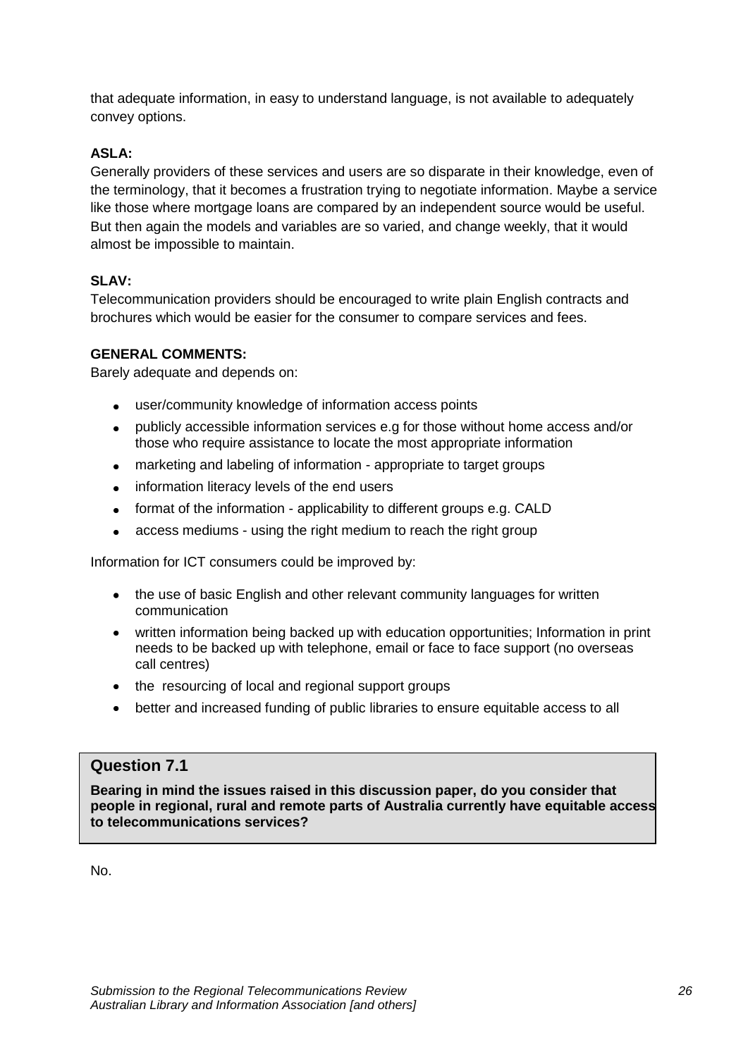that adequate information, in easy to understand language, is not available to adequately convey options.

**ASLA:**
Generally providers of these services and users are so disparate in their knowledge, even of the terminology, that it becomes a frustration trying to negotiate information. Maybe a service like those where mortgage loans are compared by an independent source would be useful. But then again the models and variables are so varied, and change weekly, that it would almost be impossible to maintain.

**SLAV:**
Telecommunication providers should be encouraged to write plain English contracts and brochures which would be easier for the consumer to compare services and fees.

**GENERAL COMMENTS:**
Barely adequate and depends on:

- user/community knowledge of information access points
- publicly accessible information services e.g for those without home access and/or those who require assistance to locate the most appropriate information
- marketing and labeling of information - appropriate to target groups
- information literacy levels of the end users
- format of the information - applicability to different groups e.g. CALD
- access mediums - using the right medium to reach the right group

Information for ICT consumers could be improved by:

- the use of basic English and other relevant community languages for written communication
- written information being backed up with education opportunities; Information in print needs to be backed up with telephone, email or face to face support (no overseas call centres)
- the resourcing of local and regional support groups
- better and increased funding of public libraries to ensure equitable access to all

## Question 7.1

**Bearing in mind the issues raised in this discussion paper, do you consider that people in regional, rural and remote parts of Australia currently have equitable access to telecommunications services?**

No.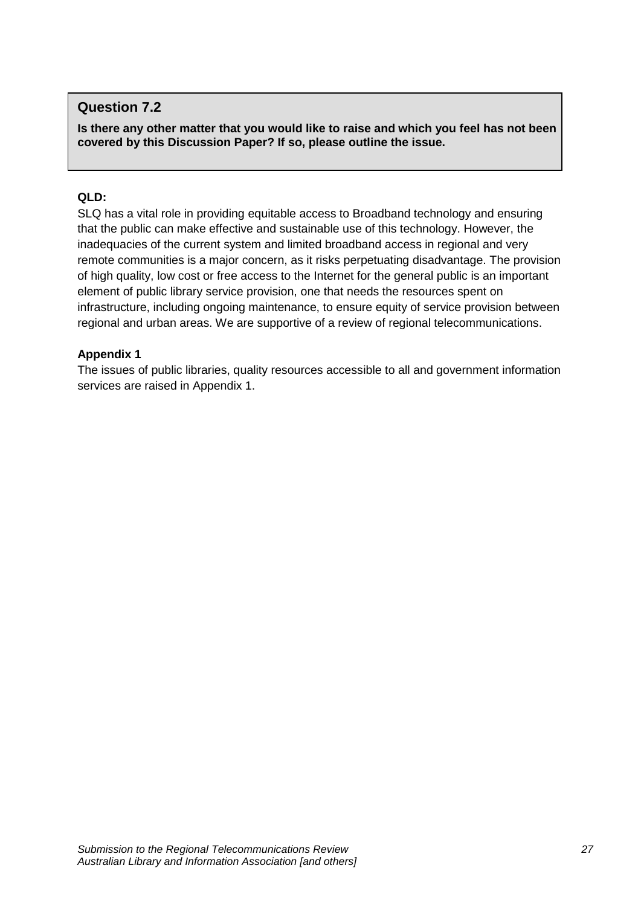## Question 7.2

**Is there any other matter that you would like to raise and which you feel has not been covered by this Discussion Paper? If so, please outline the issue.**

**QLD:**

SLQ has a vital role in providing equitable access to Broadband technology and ensuring that the public can make effective and sustainable use of this technology. However, the inadequacies of the current system and limited broadband access in regional and very remote communities is a major concern, as it risks perpetuating disadvantage. The provision of high quality, low cost or free access to the Internet for the general public is an important element of public library service provision, one that needs the resources spent on infrastructure, including ongoing maintenance, to ensure equity of service provision between regional and urban areas. We are supportive of a review of regional telecommunications.

**Appendix 1**

The issues of public libraries, quality resources accessible to all and government information services are raised in Appendix 1.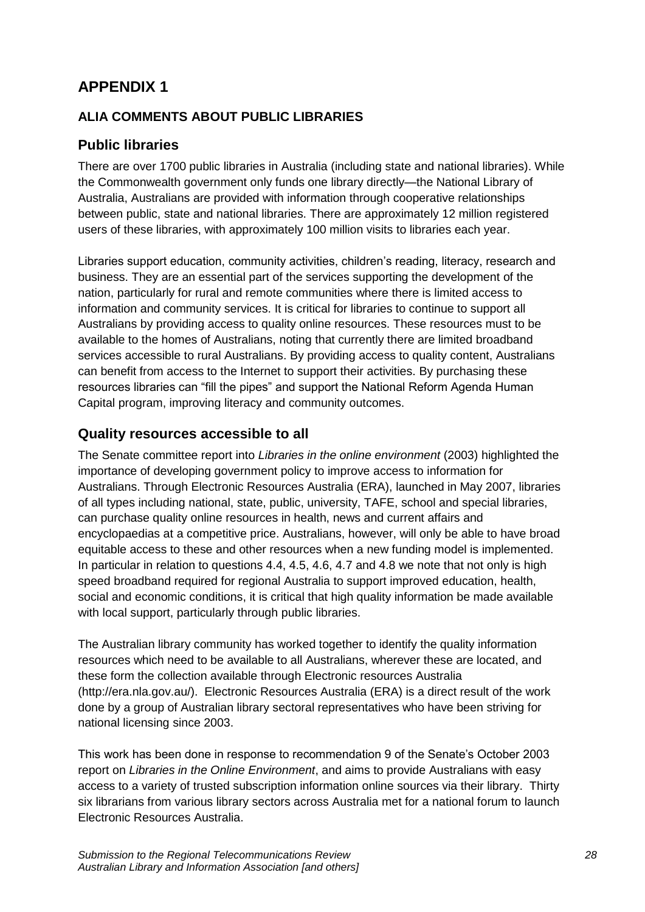# APPENDIX 1

## ALIA COMMENTS ABOUT PUBLIC LIBRARIES

### Public libraries

There are over 1700 public libraries in Australia (including state and national libraries). While the Commonwealth government only funds one library directly—the National Library of Australia, Australians are provided with information through cooperative relationships between public, state and national libraries. There are approximately 12 million registered users of these libraries, with approximately 100 million visits to libraries each year.

Libraries support education, community activities, children's reading, literacy, research and business. They are an essential part of the services supporting the development of the nation, particularly for rural and remote communities where there is limited access to information and community services. It is critical for libraries to continue to support all Australians by providing access to quality online resources. These resources must to be available to the homes of Australians, noting that currently there are limited broadband services accessible to rural Australians. By providing access to quality content, Australians can benefit from access to the Internet to support their activities. By purchasing these resources libraries can "fill the pipes" and support the National Reform Agenda Human Capital program, improving literacy and community outcomes.

### Quality resources accessible to all

The Senate committee report into *Libraries in the online environment* (2003) highlighted the importance of developing government policy to improve access to information for Australians. Through Electronic Resources Australia (ERA), launched in May 2007, libraries of all types including national, state, public, university, TAFE, school and special libraries, can purchase quality online resources in health, news and current affairs and encyclopaedias at a competitive price. Australians, however, will only be able to have broad equitable access to these and other resources when a new funding model is implemented. In particular in relation to questions 4.4, 4.5, 4.6, 4.7 and 4.8 we note that not only is high speed broadband required for regional Australia to support improved education, health, social and economic conditions, it is critical that high quality information be made available with local support, particularly through public libraries.

The Australian library community has worked together to identify the quality information resources which need to be available to all Australians, wherever these are located, and these form the collection available through Electronic resources Australia (http://era.nla.gov.au/). Electronic Resources Australia (ERA) is a direct result of the work done by a group of Australian library sectoral representatives who have been striving for national licensing since 2003.

This work has been done in response to recommendation 9 of the Senate's October 2003 report on *Libraries in the Online Environment*, and aims to provide Australians with easy access to a variety of trusted subscription information online sources via their library. Thirty six librarians from various library sectors across Australia met for a national forum to launch Electronic Resources Australia.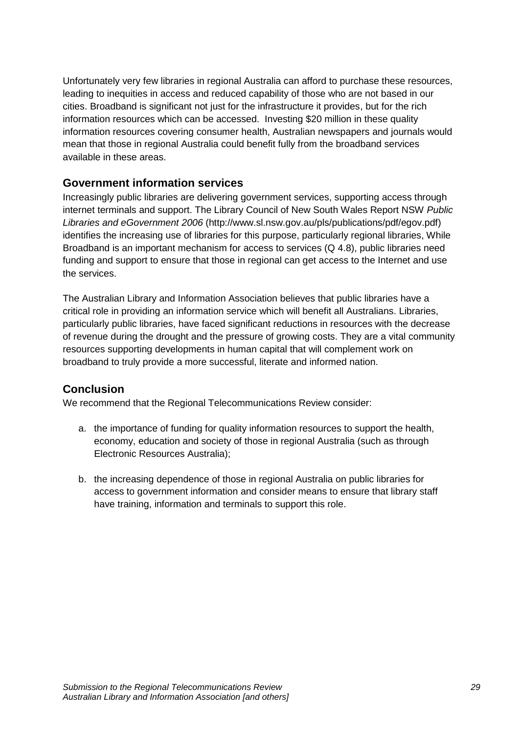Unfortunately very few libraries in regional Australia can afford to purchase these resources, leading to inequities in access and reduced capability of those who are not based in our cities. Broadband is significant not just for the infrastructure it provides, but for the rich information resources which can be accessed. Investing $20 million in these quality information resources covering consumer health, Australian newspapers and journals would mean that those in regional Australia could benefit fully from the broadband services available in these areas.

## Government information services

Increasingly public libraries are delivering government services, supporting access through internet terminals and support. The Library Council of New South Wales Report NSW *Public Libraries and eGovernment 2006* (http://www.sl.nsw.gov.au/pls/publications/pdf/egov.pdf) identifies the increasing use of libraries for this purpose, particularly regional libraries, While Broadband is an important mechanism for access to services (Q 4.8), public libraries need funding and support to ensure that those in regional can get access to the Internet and use the services.

The Australian Library and Information Association believes that public libraries have a critical role in providing an information service which will benefit all Australians. Libraries, particularly public libraries, have faced significant reductions in resources with the decrease of revenue during the drought and the pressure of growing costs. They are a vital community resources supporting developments in human capital that will complement work on broadband to truly provide a more successful, literate and informed nation.

## Conclusion

We recommend that the Regional Telecommunications Review consider:

a. the importance of funding for quality information resources to support the health, economy, education and society of those in regional Australia (such as through Electronic Resources Australia);

b. the increasing dependence of those in regional Australia on public libraries for access to government information and consider means to ensure that library staff have training, information and terminals to support this role.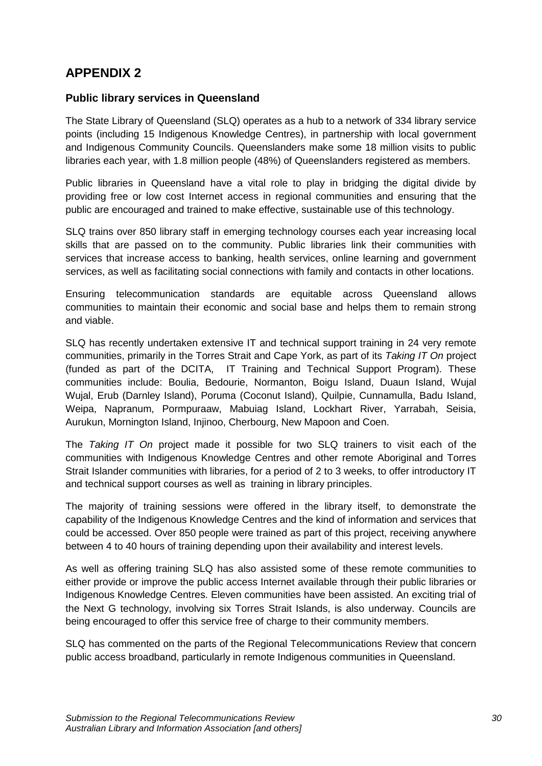## APPENDIX 2

### Public library services in Queensland

The State Library of Queensland (SLQ) operates as a hub to a network of 334 library service points (including 15 Indigenous Knowledge Centres), in partnership with local government and Indigenous Community Councils. Queenslanders make some 18 million visits to public libraries each year, with 1.8 million people (48%) of Queenslanders registered as members.

Public libraries in Queensland have a vital role to play in bridging the digital divide by providing free or low cost Internet access in regional communities and ensuring that the public are encouraged and trained to make effective, sustainable use of this technology.

SLQ trains over 850 library staff in emerging technology courses each year increasing local skills that are passed on to the community. Public libraries link their communities with services that increase access to banking, health services, online learning and government services, as well as facilitating social connections with family and contacts in other locations.

Ensuring telecommunication standards are equitable across Queensland allows communities to maintain their economic and social base and helps them to remain strong and viable.

SLQ has recently undertaken extensive IT and technical support training in 24 very remote communities, primarily in the Torres Strait and Cape York, as part of its *Taking IT On* project (funded as part of the DCITA, IT Training and Technical Support Program). These communities include: Boulia, Bedourie, Normanton, Boigu Island, Duaun Island, Wujal Wujal, Erub (Darnley Island), Poruma (Coconut Island), Quilpie, Cunnamulla, Badu Island, Weipa, Napranum, Pormpuraaw, Mabuiag Island, Lockhart River, Yarrabah, Seisia, Aurukun, Mornington Island, Injinoo, Cherbourg, New Mapoon and Coen.

The *Taking IT On* project made it possible for two SLQ trainers to visit each of the communities with Indigenous Knowledge Centres and other remote Aboriginal and Torres Strait Islander communities with libraries, for a period of 2 to 3 weeks, to offer introductory IT and technical support courses as well as training in library principles.

The majority of training sessions were offered in the library itself, to demonstrate the capability of the Indigenous Knowledge Centres and the kind of information and services that could be accessed. Over 850 people were trained as part of this project, receiving anywhere between 4 to 40 hours of training depending upon their availability and interest levels.

As well as offering training SLQ has also assisted some of these remote communities to either provide or improve the public access Internet available through their public libraries or Indigenous Knowledge Centres. Eleven communities have been assisted. An exciting trial of the Next G technology, involving six Torres Strait Islands, is also underway. Councils are being encouraged to offer this service free of charge to their community members.

SLQ has commented on the parts of the Regional Telecommunications Review that concern public access broadband, particularly in remote Indigenous communities in Queensland.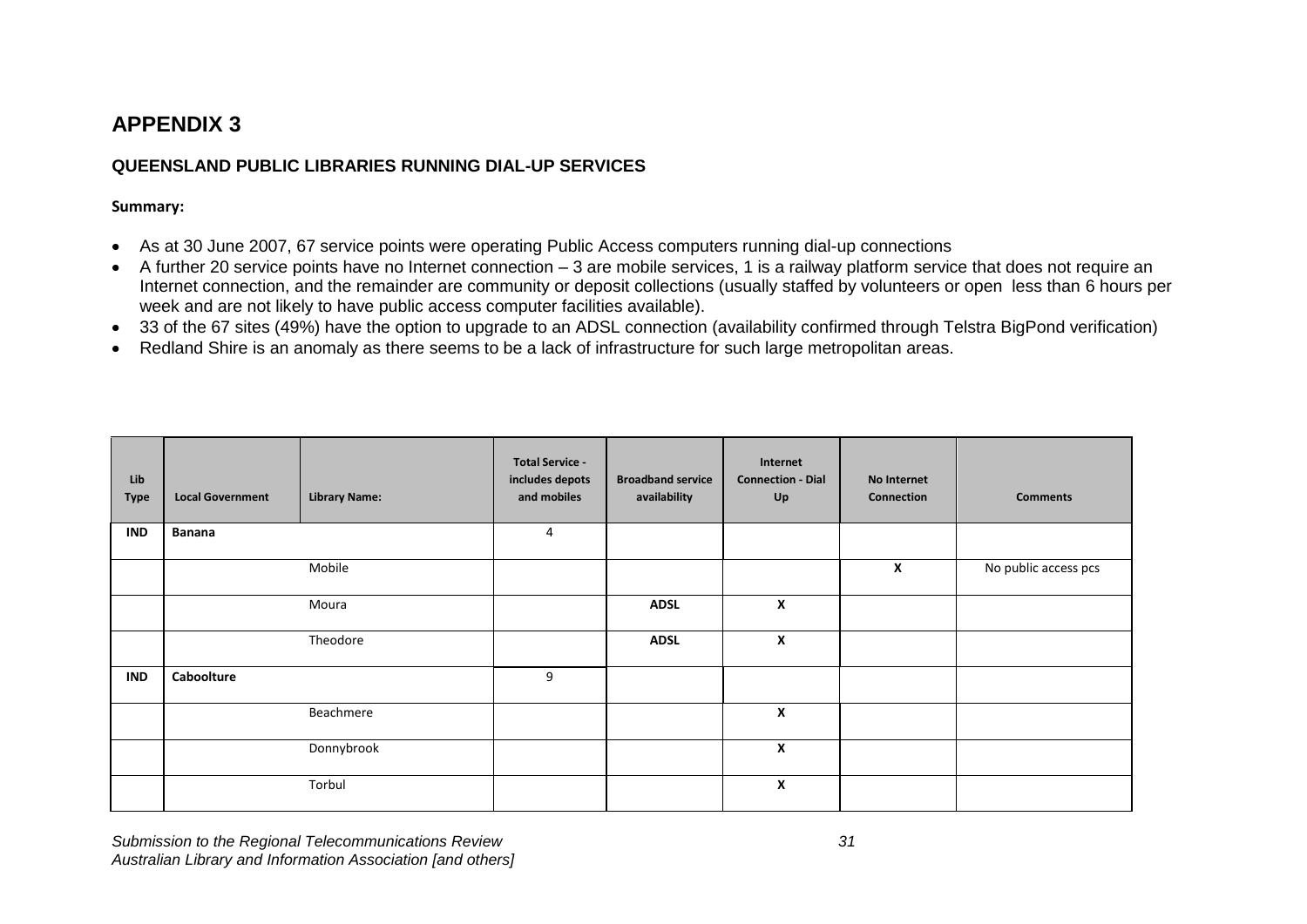# APPENDIX 3

## QUEENSLAND PUBLIC LIBRARIES RUNNING DIAL-UP SERVICES

**Summary:**

- As at 30 June 2007, 67 service points were operating Public Access computers running dial-up connections
- A further 20 service points have no Internet connection – 3 are mobile services, 1 is a railway platform service that does not require an Internet connection, and the remainder are community or deposit collections (usually staffed by volunteers or open less than 6 hours per week and are not likely to have public access computer facilities available).
- 33 of the 67 sites (49%) have the option to upgrade to an ADSL connection (availability confirmed through Telstra BigPond verification)
- Redland Shire is an anomaly as there seems to be a lack of infrastructure for such large metropolitan areas.

| Lib Type | Local Government | Library Name: | Total Service - includes depots and mobiles | Broadband service availability | Internet Connection - Dial Up | No Internet Connection | Comments |
|---|---|---|---|---|---|---|---|
| **IND** | **Banana** | | 4 | | | | |
| | | Mobile | | | | **X** | No public access pcs |
| | | Moura | | **ADSL** | **X** | | |
| | | Theodore | | **ADSL** | **X** | | |
| **IND** | **Caboolture** | | 9 | | | | |
| | | Beachmere | | | **X** | | |
| | | Donnybrook | | | **X** | | |
| | | Torbul | | | **X** | | |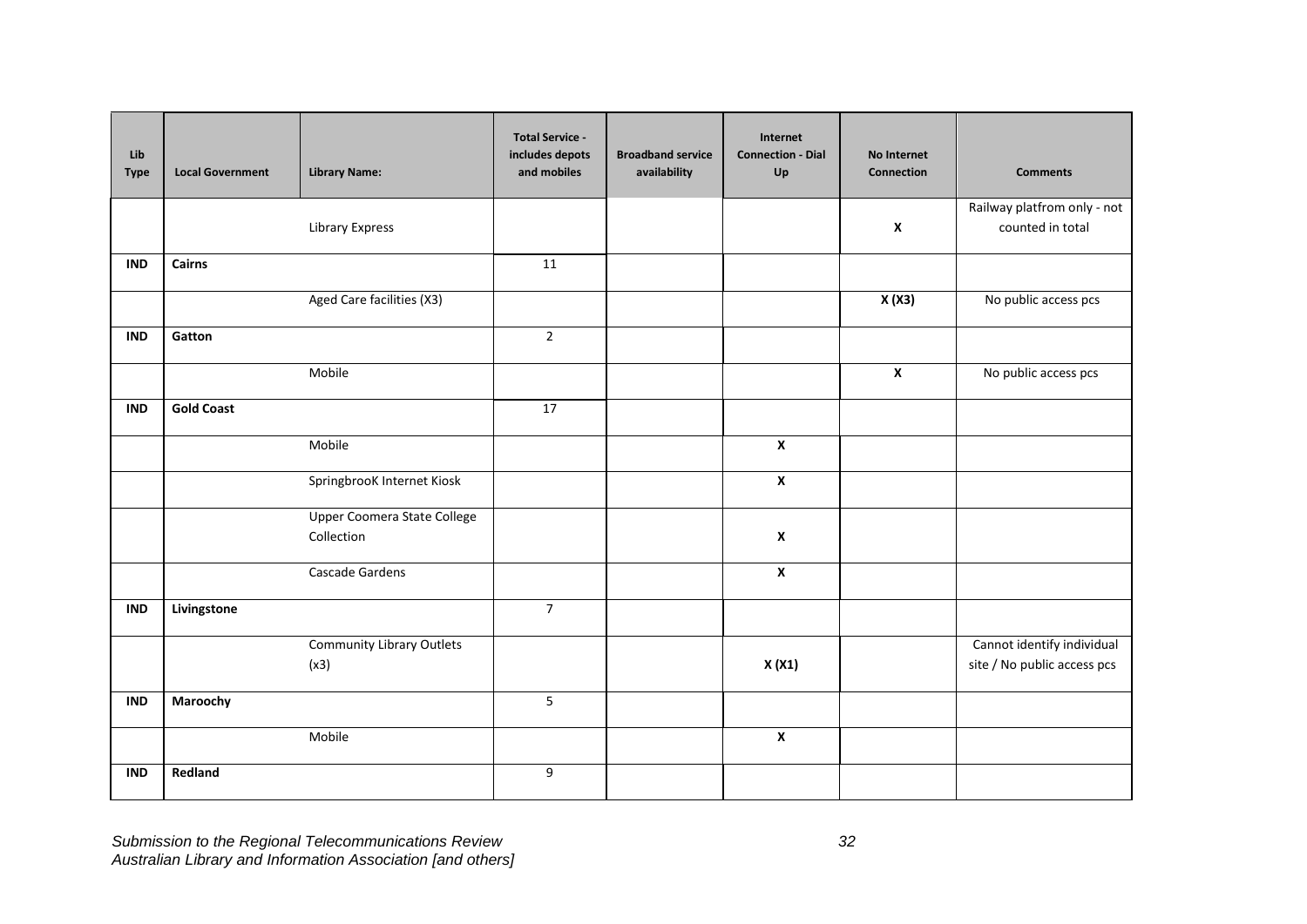| Lib Type | Local Government | Library Name: | Total Service - includes depots and mobiles | Broadband service availability | Internet Connection - Dial Up | No Internet Connection | Comments |
|---|---|---|---|---|---|---|---|
| | | Library Express | | | | **X** | Railway platfrom only - not counted in total |
| **IND** | **Cairns** | | 11 | | | | |
| | | Aged Care facilities (X3) | | | | **X (X3)** | No public access pcs |
| **IND** | **Gatton** | | 2 | | | | |
| | | Mobile | | | | **X** | No public access pcs |
| **IND** | **Gold Coast** | | 17 | | | | |
| | | Mobile | | | **X** | | |
| | | SpringbrooK Internet Kiosk | | | **X** | | |
| | | Upper Coomera State College Collection | | | **X** | | |
| | | Cascade Gardens | | | **X** | | |
| **IND** | **Livingstone** | | 7 | | | | |
| | | Community Library Outlets (x3) | | | **X (X1)** | | Cannot identify individual site / No public access pcs |
| **IND** | **Maroochy** | | 5 | | | | |
| | | Mobile | | | **X** | | |
| **IND** | **Redland** | | 9 | | | | |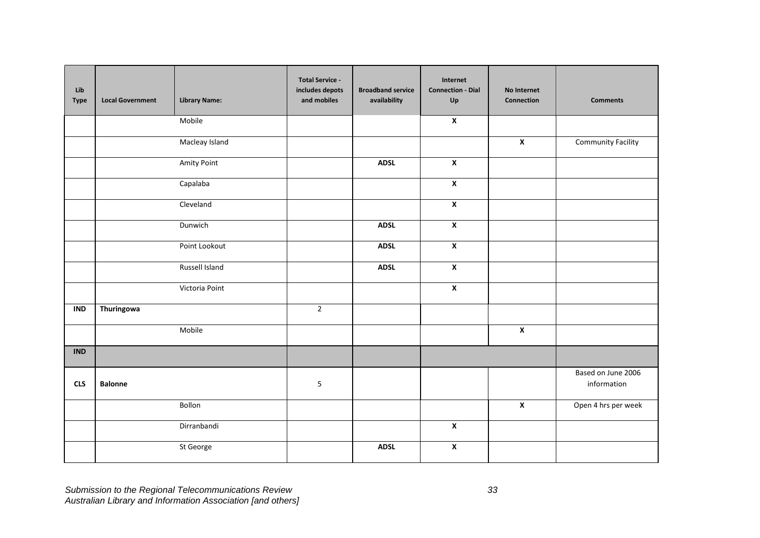| Lib Type | Local Government | Library Name: | Total Service - includes depots and mobiles | Broadband service availability | Internet Connection - Dial Up | No Internet Connection | Comments |
|---|---|---|---|---|---|---|---|
| | | Mobile | | | **X** | | |
| | | Macleay Island | | | | **X** | Community Facility |
| | | Amity Point | | **ADSL** | **X** | | |
| | | Capalaba | | | **X** | | |
| | | Cleveland | | | **X** | | |
| | | Dunwich | | **ADSL** | **X** | | |
| | | Point Lookout | | **ADSL** | **X** | | |
| | | Russell Island | | **ADSL** | **X** | | |
| | | Victoria Point | | | **X** | | |
| **IND** | **Thuringowa** | | 2 | | | | |
| | | Mobile | | | | **X** | |
| **IND** | | | | | | | |
| **CLS** | **Balonne** | | 5 | | | | Based on June 2006 information |
| | | Bollon | | | | **X** | Open 4 hrs per week |
| | | Dirranbandi | | | **X** | | |
| | | St George | | **ADSL** | **X** | | |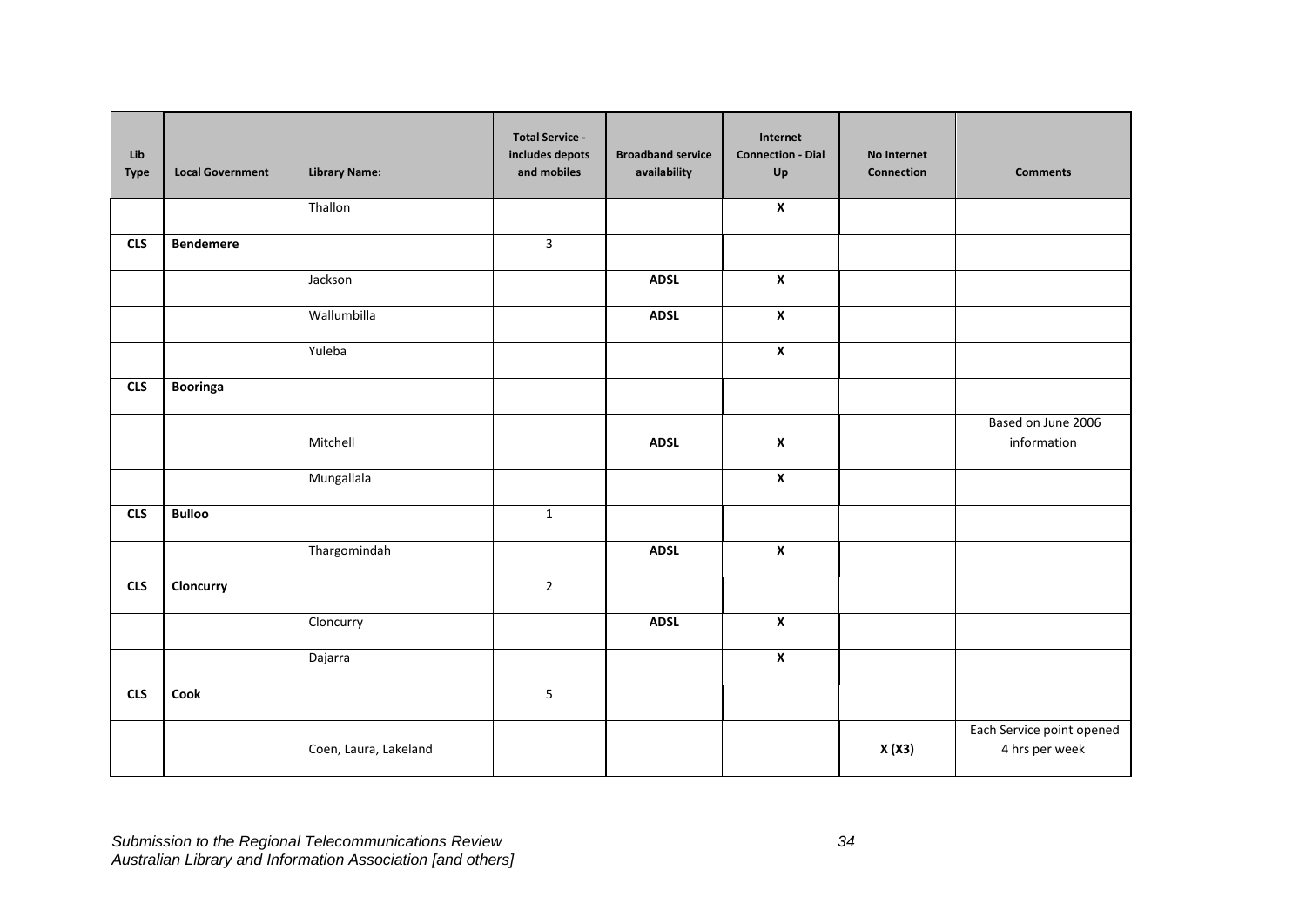| Lib Type | Local Government | Library Name: | Total Service - includes depots and mobiles | Broadband service availability | Internet Connection - Dial Up | No Internet Connection | Comments |
|---|---|---|---|---|---|---|---|
| | | Thallon | | | **X** | | |
| **CLS** | **Bendemere** | | 3 | | | | |
| | | Jackson | | **ADSL** | **X** | | |
| | | Wallumbilla | | **ADSL** | **X** | | |
| | | Yuleba | | | **X** | | |
| **CLS** | **Booringa** | | | | | | |
| | | Mitchell | | **ADSL** | **X** | | Based on June 2006 information |
| | | Mungallala | | | **X** | | |
| **CLS** | **Bulloo** | | 1 | | | | |
| | | Thargomindah | | **ADSL** | **X** | | |
| **CLS** | **Cloncurry** | | 2 | | | | |
| | | Cloncurry | | **ADSL** | **X** | | |
| | | Dajarra | | | **X** | | |
| **CLS** | **Cook** | | 5 | | | | |
| | | Coen, Laura, Lakeland | | | | **X (X3)** | Each Service point opened 4 hrs per week |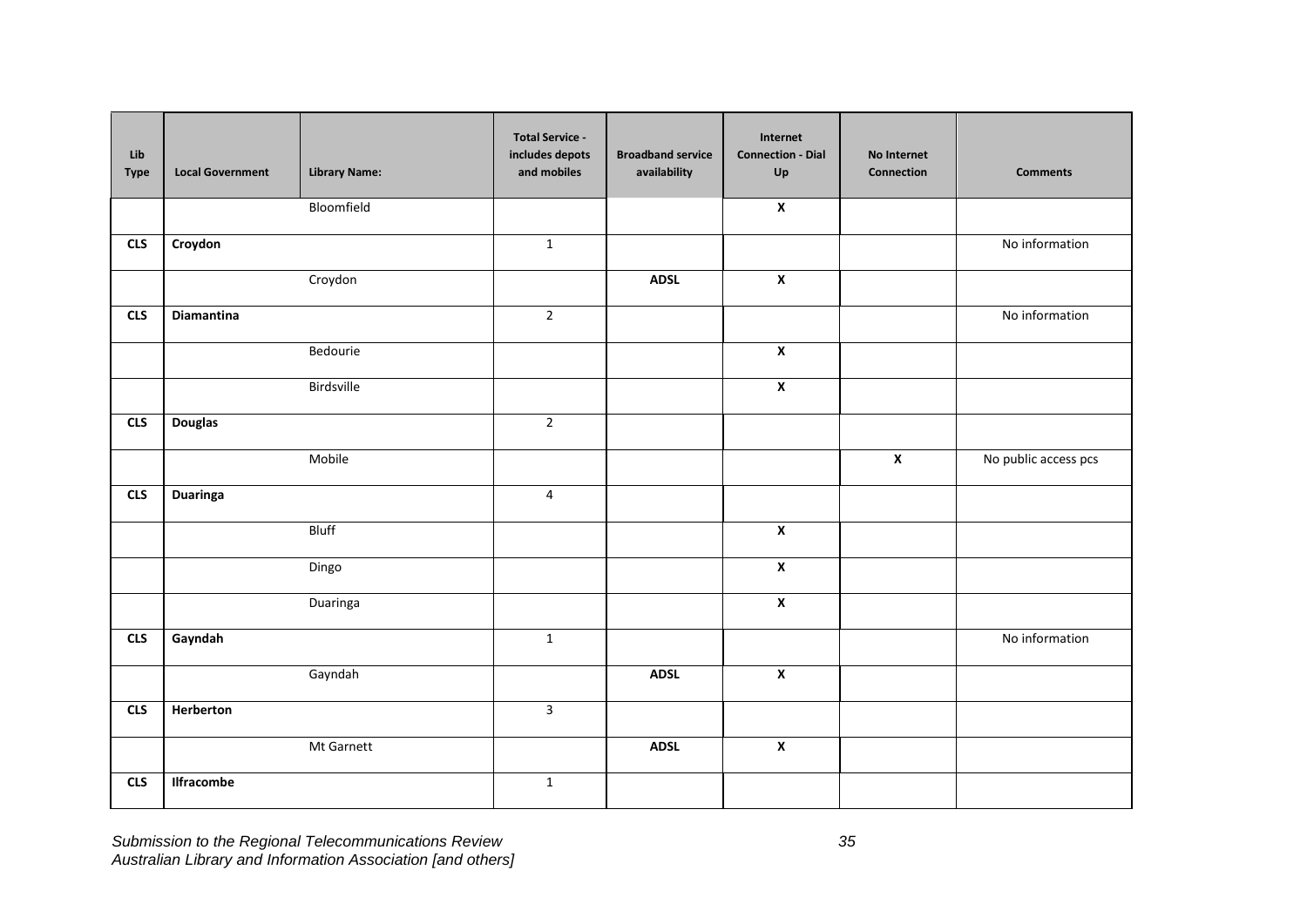| Lib Type | Local Government | Library Name: | Total Service - includes depots and mobiles | Broadband service availability | Internet Connection - Dial Up | No Internet Connection | Comments |
|---|---|---|---|---|---|---|---|
| | | Bloomfield | | | X | | |
| CLS | **Croydon** | | 1 | | | | No information |
| | | Croydon | | **ADSL** | X | | |
| CLS | **Diamantina** | | 2 | | | | No information |
| | | Bedourie | | | X | | |
| | | Birdsville | | | X | | |
| CLS | **Douglas** | | 2 | | | | |
| | | Mobile | | | | X | No public access pcs |
| CLS | **Duaringa** | | 4 | | | | |
| | | Bluff | | | X | | |
| | | Dingo | | | X | | |
| | | Duaringa | | | X | | |
| CLS | **Gayndah** | | 1 | | | | No information |
| | | Gayndah | | **ADSL** | X | | |
| CLS | **Herberton** | | 3 | | | | |
| | | Mt Garnett | | **ADSL** | X | | |
| CLS | **Ilfracombe** | | 1 | | | | |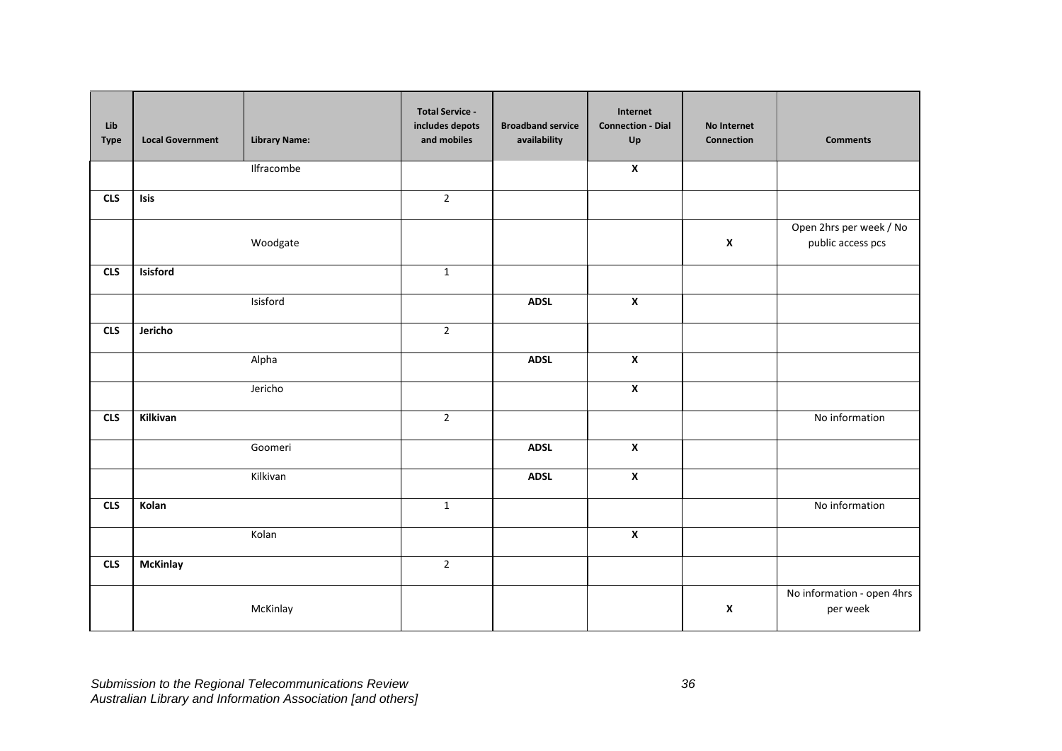| Lib Type | Local Government | Library Name: | Total Service - includes depots and mobiles | Broadband service availability | Internet Connection - Dial Up | No Internet Connection | Comments |
|---|---|---|---|---|---|---|---|
| | | Ilfracombe | | | **X** | | |
| **CLS** | **Isis** | | 2 | | | | |
| | | Woodgate | | | | **X** | Open 2hrs per week / No public access pcs |
| **CLS** | **Isisford** | | 1 | | | | |
| | | Isisford | | **ADSL** | **X** | | |
| **CLS** | **Jericho** | | 2 | | | | |
| | | Alpha | | **ADSL** | **X** | | |
| | | Jericho | | | **X** | | |
| **CLS** | **Kilkivan** | | 2 | | | | No information |
| | | Goomeri | | **ADSL** | **X** | | |
| | | Kilkivan | | **ADSL** | **X** | | |
| **CLS** | **Kolan** | | 1 | | | | No information |
| | | Kolan | | | **X** | | |
| **CLS** | **McKinlay** | | 2 | | | | |
| | | McKinlay | | | | **X** | No information - open 4hrs per week |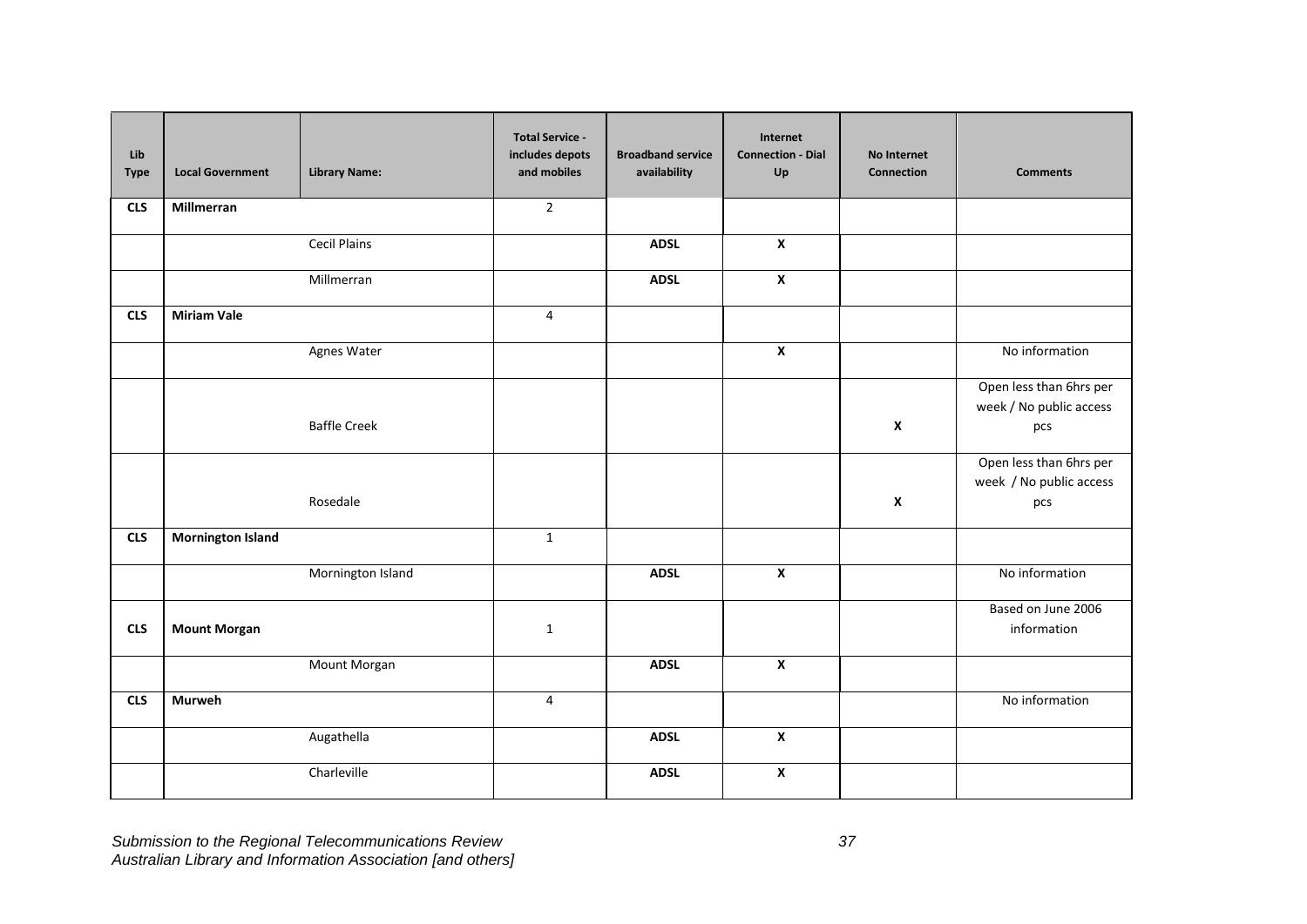| Lib Type | Local Government | Library Name: | Total Service - includes depots and mobiles | Broadband service availability | Internet Connection - Dial Up | No Internet Connection | Comments |
|---|---|---|---|---|---|---|---|
| **CLS** | **Millmerran** | | 2 | | | | |
| | | Cecil Plains | | **ADSL** | **X** | | |
| | | Millmerran | | **ADSL** | **X** | | |
| **CLS** | **Miriam Vale** | | 4 | | | | |
| | | Agnes Water | | | **X** | | No information |
| | | Baffle Creek | | | | **X** | Open less than 6hrs per week / No public access pcs |
| | | Rosedale | | | | **X** | Open less than 6hrs per week / No public access pcs |
| **CLS** | **Mornington Island** | | 1 | | | | |
| | | Mornington Island | | **ADSL** | **X** | | No information |
| **CLS** | **Mount Morgan** | | 1 | | | | Based on June 2006 information |
| | | Mount Morgan | | **ADSL** | **X** | | |
| **CLS** | **Murweh** | | 4 | | | | No information |
| | | Augathella | | **ADSL** | **X** | | |
| | | Charleville | | **ADSL** | **X** | | |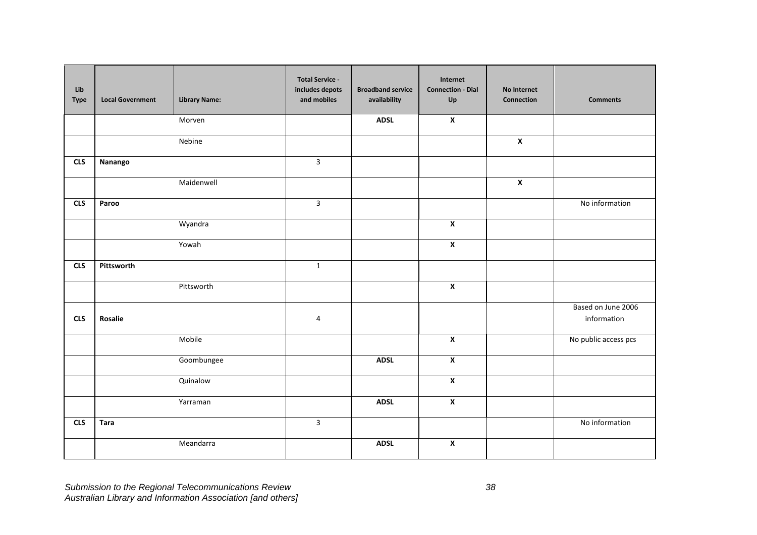| Lib Type | Local Government | Library Name: | Total Service - includes depots and mobiles | Broadband service availability | Internet Connection - Dial Up | No Internet Connection | Comments |
|---|---|---|---|---|---|---|---|
| | | Morven | | **ADSL** | **X** | | |
| | | Nebine | | | | **X** | |
| **CLS** | **Nanango** | | 3 | | | | |
| | | Maidenwell | | | | **X** | |
| **CLS** | **Paroo** | | 3 | | | | No information |
| | | Wyandra | | | **X** | | |
| | | Yowah | | | **X** | | |
| **CLS** | **Pittsworth** | | 1 | | | | |
| | | Pittsworth | | | **X** | | |
| **CLS** | **Rosalie** | | 4 | | | | Based on June 2006 information |
| | | Mobile | | | **X** | | No public access pcs |
| | | Goombungee | | **ADSL** | **X** | | |
| | | Quinalow | | | **X** | | |
| | | Yarraman | | **ADSL** | **X** | | |
| **CLS** | **Tara** | | 3 | | | | No information |
| | | Meandarra | | **ADSL** | **X** | | |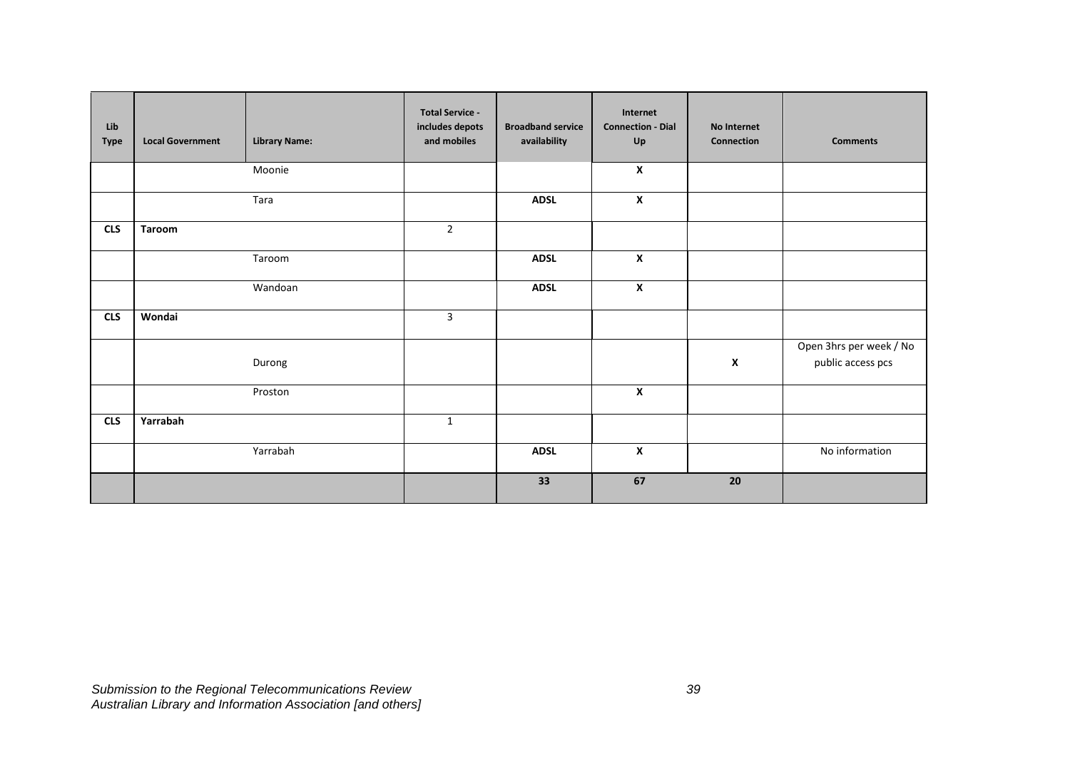| Lib Type | Local Government | Library Name: | Total Service - includes depots and mobiles | Broadband service availability | Internet Connection - Dial Up | No Internet Connection | Comments |
|---|---|---|---|---|---|---|---|
| | | Moonie | | | X | | |
| | | Tara | | ADSL | X | | |
| **CLS** | **Taroom** | | 2 | | | | |
| | | Taroom | | ADSL | X | | |
| | | Wandoan | | ADSL | X | | |
| **CLS** | **Wondai** | | 3 | | | | |
| | | Durong | | | | X | Open 3hrs per week / No public access pcs |
| | | Proston | | | X | | |
| **CLS** | **Yarrabah** | | 1 | | | | |
| | | Yarrabah | | ADSL | X | | No information |
| | | | | 33 | 67 | 20 | |